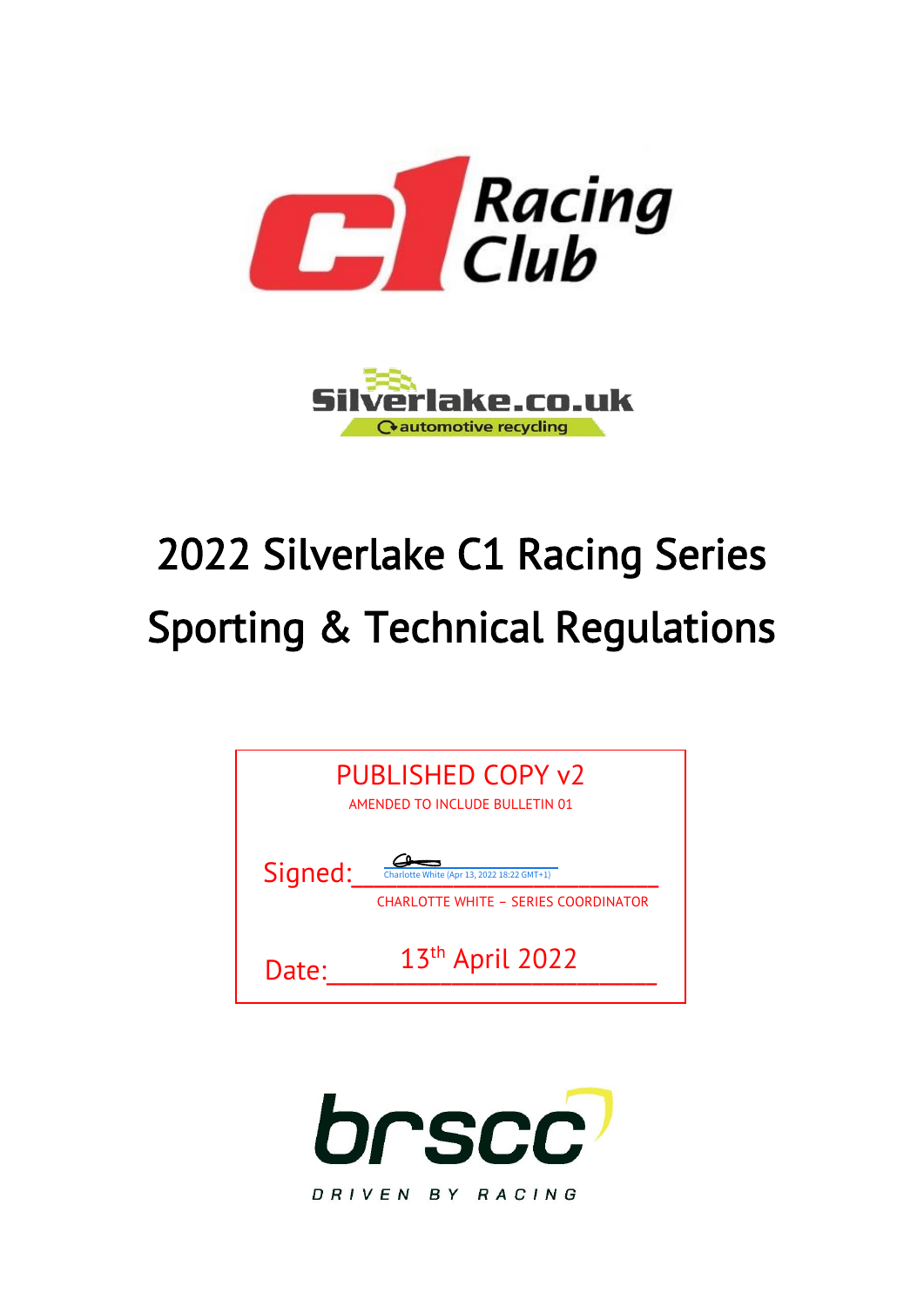C1 Racing Club

Silverlake.co.uk
automotive recycling

# 2022 Silverlake C1 Racing Series

# Sporting & Technical Regulations

PUBLISHED COPY v2

AMENDED TO INCLUDE BULLETIN 01

Signed: Charlotte White (Apr 13, 2022 18:22 GMT+1)

CHARLOTTE WHITE – SERIES COORDINATOR

Date: 13th April 2022

brscc

DRIVEN BY RACING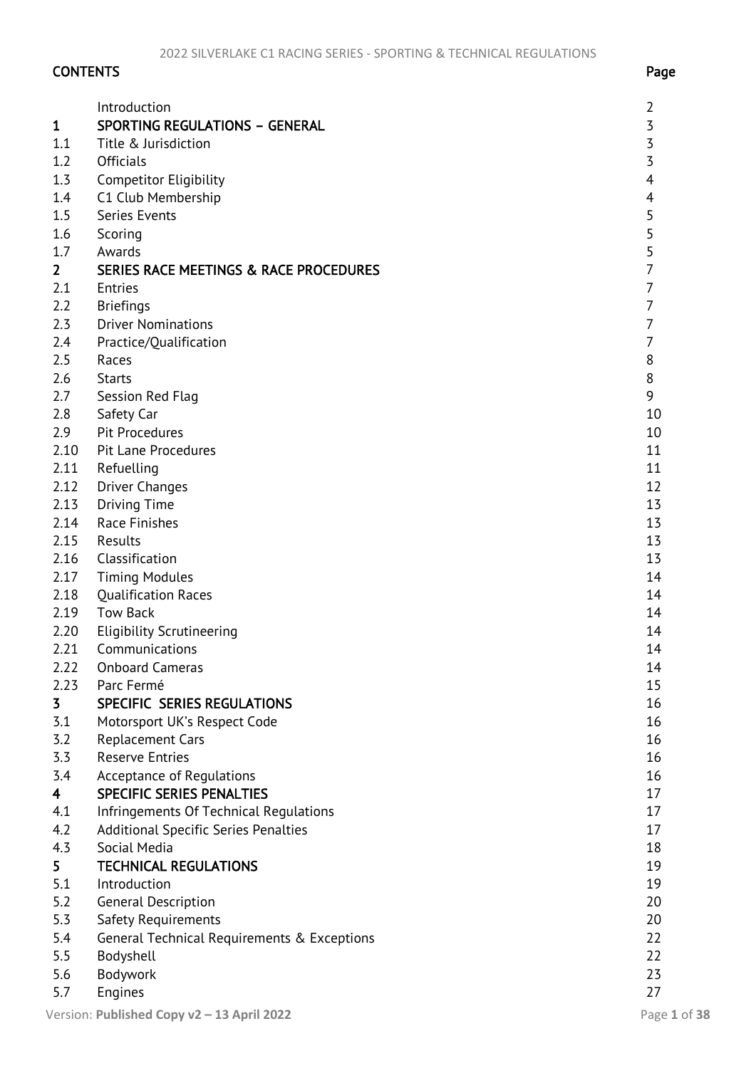## CONTENTS

| | | Page |
|---|---|---|
| | Introduction | 2 |
| **1** | **SPORTING REGULATIONS – GENERAL** | 3 |
| 1.1 | Title & Jurisdiction | 3 |
| 1.2 | Officials | 3 |
| 1.3 | Competitor Eligibility | 4 |
| 1.4 | C1 Club Membership | 4 |
| 1.5 | Series Events | 5 |
| 1.6 | Scoring | 5 |
| 1.7 | Awards | 5 |
| **2** | **SERIES RACE MEETINGS & RACE PROCEDURES** | 7 |
| 2.1 | Entries | 7 |
| 2.2 | Briefings | 7 |
| 2.3 | Driver Nominations | 7 |
| 2.4 | Practice/Qualification | 7 |
| 2.5 | Races | 8 |
| 2.6 | Starts | 8 |
| 2.7 | Session Red Flag | 9 |
| 2.8 | Safety Car | 10 |
| 2.9 | Pit Procedures | 10 |
| 2.10 | Pit Lane Procedures | 11 |
| 2.11 | Refuelling | 11 |
| 2.12 | Driver Changes | 12 |
| 2.13 | Driving Time | 13 |
| 2.14 | Race Finishes | 13 |
| 2.15 | Results | 13 |
| 2.16 | Classification | 13 |
| 2.17 | Timing Modules | 14 |
| 2.18 | Qualification Races | 14 |
| 2.19 | Tow Back | 14 |
| 2.20 | Eligibility Scrutineering | 14 |
| 2.21 | Communications | 14 |
| 2.22 | Onboard Cameras | 14 |
| 2.23 | Parc Fermé | 15 |
| **3** | **SPECIFIC SERIES REGULATIONS** | 16 |
| 3.1 | Motorsport UK's Respect Code | 16 |
| 3.2 | Replacement Cars | 16 |
| 3.3 | Reserve Entries | 16 |
| 3.4 | Acceptance of Regulations | 16 |
| **4** | **SPECIFIC SERIES PENALTIES** | 17 |
| 4.1 | Infringements Of Technical Regulations | 17 |
| 4.2 | Additional Specific Series Penalties | 17 |
| 4.3 | Social Media | 18 |
| **5** | **TECHNICAL REGULATIONS** | 19 |
| 5.1 | Introduction | 19 |
| 5.2 | General Description | 20 |
| 5.3 | Safety Requirements | 20 |
| 5.4 | General Technical Requirements & Exceptions | 22 |
| 5.5 | Bodyshell | 22 |
| 5.6 | Bodywork | 23 |
| 5.7 | Engines | 27 |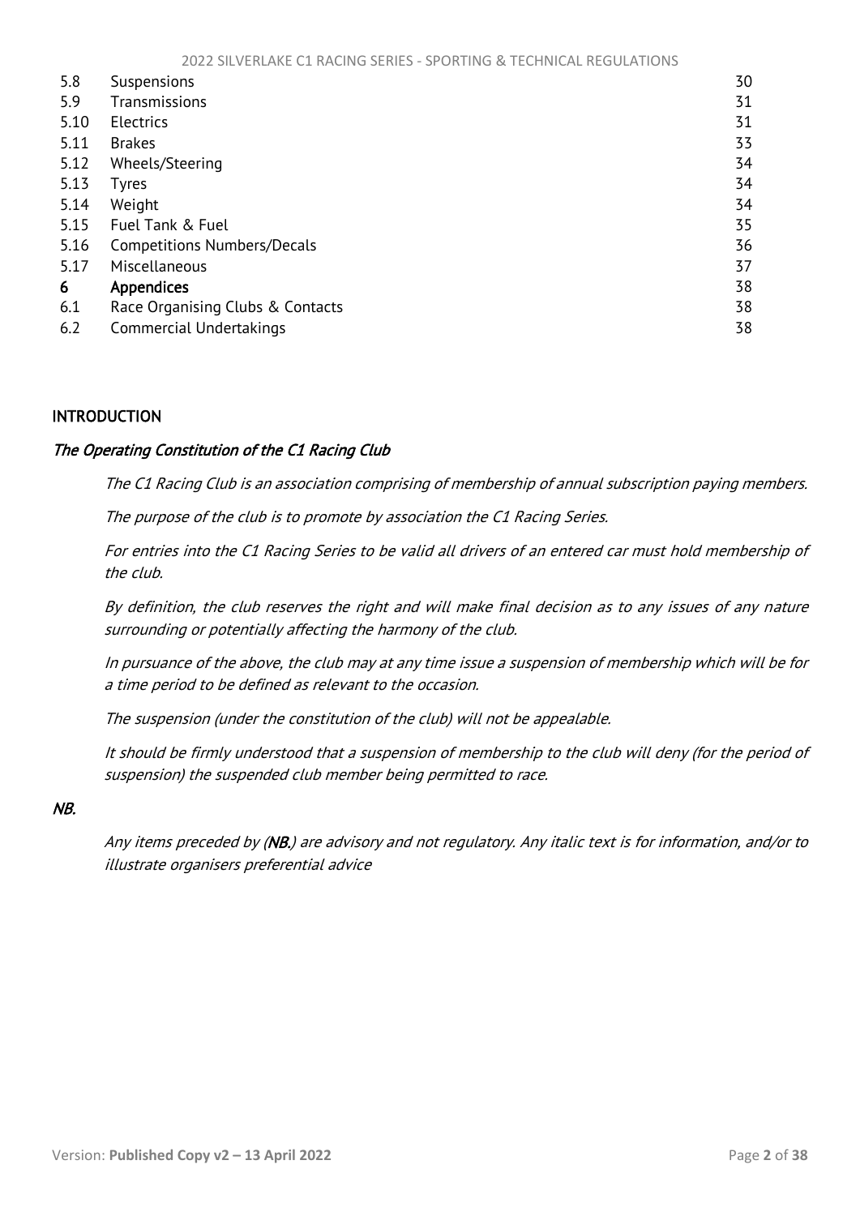| | | |
|---|---|---|
| 5.8 | Suspensions | 30 |
| 5.9 | Transmissions | 31 |
| 5.10 | Electrics | 31 |
| 5.11 | Brakes | 33 |
| 5.12 | Wheels/Steering | 34 |
| 5.13 | Tyres | 34 |
| 5.14 | Weight | 34 |
| 5.15 | Fuel Tank & Fuel | 35 |
| 5.16 | Competitions Numbers/Decals | 36 |
| 5.17 | Miscellaneous | 37 |
| **6** | **Appendices** | 38 |
| 6.1 | Race Organising Clubs & Contacts | 38 |
| 6.2 | Commercial Undertakings | 38 |

## INTRODUCTION

### *The Operating Constitution of the C1 Racing Club*

*The C1 Racing Club is an association comprising of membership of annual subscription paying members.*

*The purpose of the club is to promote by association the C1 Racing Series.*

*For entries into the C1 Racing Series to be valid all drivers of an entered car must hold membership of the club.*

*By definition, the club reserves the right and will make final decision as to any issues of any nature surrounding or potentially affecting the harmony of the club.*

*In pursuance of the above, the club may at any time issue a suspension of membership which will be for a time period to be defined as relevant to the occasion.*

*The suspension (under the constitution of the club) will not be appealable.*

*It should be firmly understood that a suspension of membership to the club will deny (for the period of suspension) the suspended club member being permitted to race.*

### *NB.*

*Any items preceded by (**NB.**) are advisory and not regulatory. Any italic text is for information, and/or to illustrate organisers preferential advice*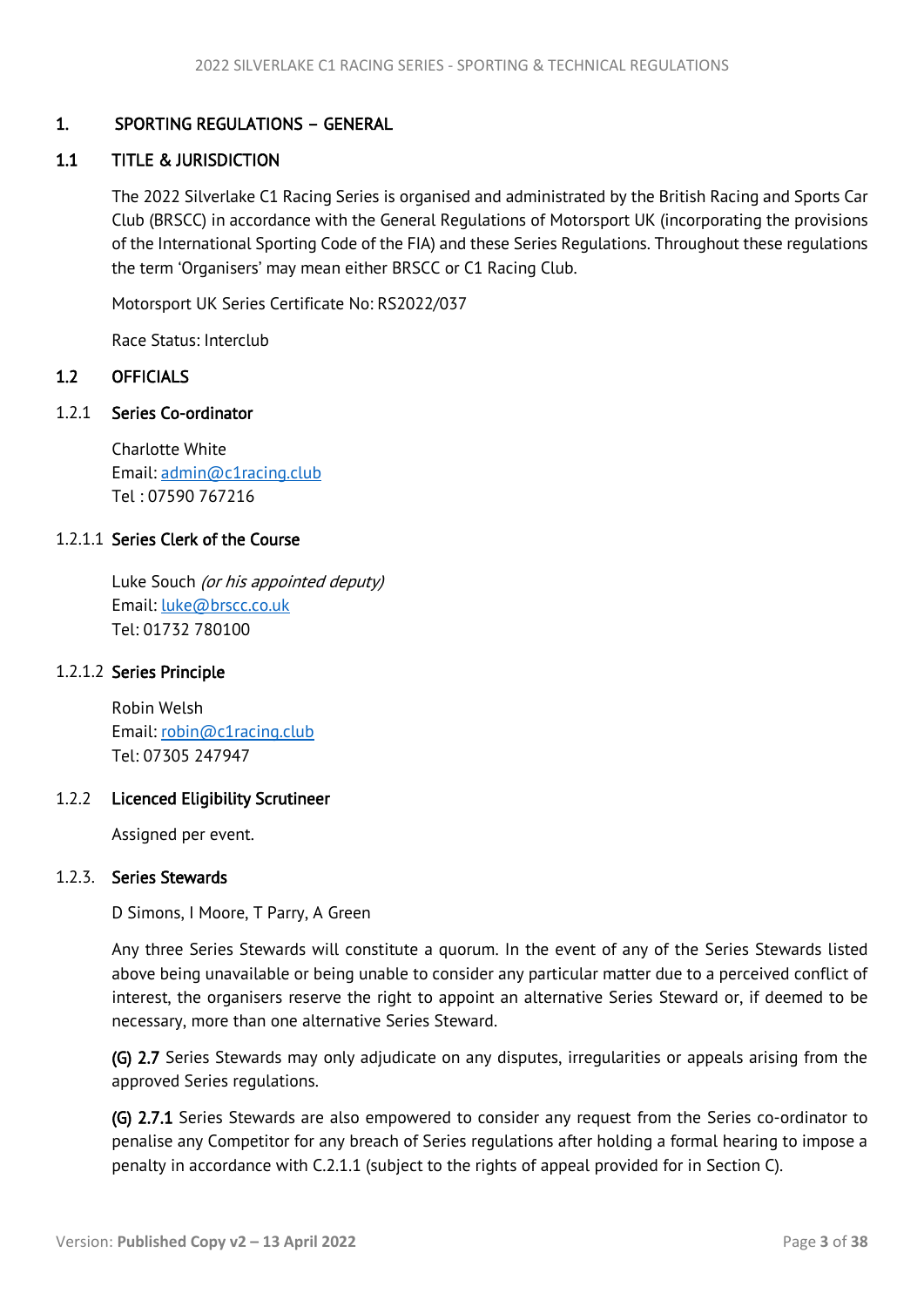# 1. SPORTING REGULATIONS – GENERAL

## 1.1 TITLE & JURISDICTION

The 2022 Silverlake C1 Racing Series is organised and administrated by the British Racing and Sports Car Club (BRSCC) in accordance with the General Regulations of Motorsport UK (incorporating the provisions of the International Sporting Code of the FIA) and these Series Regulations. Throughout these regulations the term 'Organisers' may mean either BRSCC or C1 Racing Club.

Motorsport UK Series Certificate No: RS2022/037

Race Status: Interclub

## 1.2 OFFICIALS

### 1.2.1 Series Co-ordinator

Charlotte White
Email: admin@c1racing.club
Tel : 07590 767216

### 1.2.1.1 Series Clerk of the Course

Luke Souch *(or his appointed deputy)*
Email: luke@brscc.co.uk
Tel: 01732 780100

### 1.2.1.2 Series Principle

Robin Welsh
Email: robin@c1racing.club
Tel: 07305 247947

### 1.2.2 Licenced Eligibility Scrutineer

Assigned per event.

### 1.2.3. Series Stewards

D Simons, I Moore, T Parry, A Green

Any three Series Stewards will constitute a quorum. In the event of any of the Series Stewards listed above being unavailable or being unable to consider any particular matter due to a perceived conflict of interest, the organisers reserve the right to appoint an alternative Series Steward or, if deemed to be necessary, more than one alternative Series Steward.

**(G) 2.7** Series Stewards may only adjudicate on any disputes, irregularities or appeals arising from the approved Series regulations.

**(G) 2.7.1** Series Stewards are also empowered to consider any request from the Series co-ordinator to penalise any Competitor for any breach of Series regulations after holding a formal hearing to impose a penalty in accordance with C.2.1.1 (subject to the rights of appeal provided for in Section C).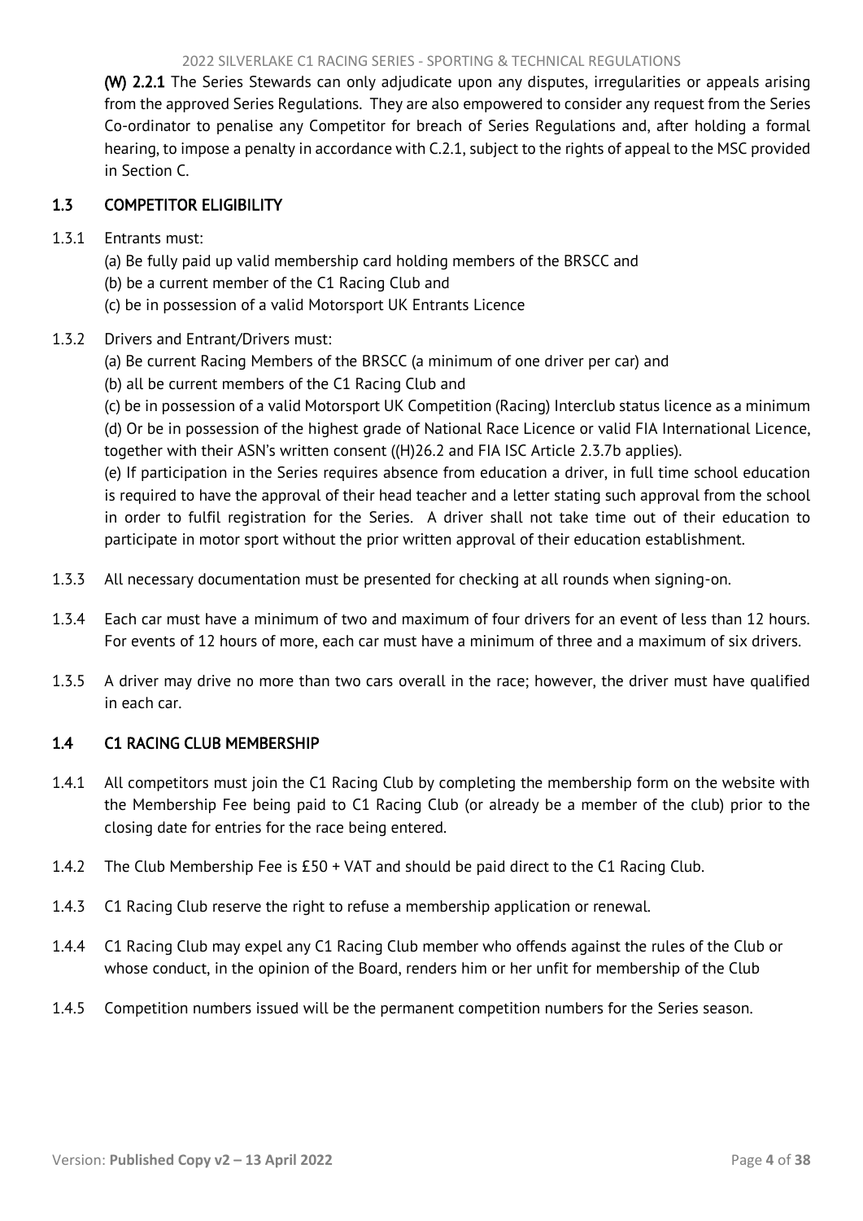**(W) 2.2.1** The Series Stewards can only adjudicate upon any disputes, irregularities or appeals arising from the approved Series Regulations. They are also empowered to consider any request from the Series Co-ordinator to penalise any Competitor for breach of Series Regulations and, after holding a formal hearing, to impose a penalty in accordance with C.2.1, subject to the rights of appeal to the MSC provided in Section C.

## 1.3 COMPETITOR ELIGIBILITY

1.3.1 Entrants must:

(a) Be fully paid up valid membership card holding members of the BRSCC and
(b) be a current member of the C1 Racing Club and
(c) be in possession of a valid Motorsport UK Entrants Licence

1.3.2 Drivers and Entrant/Drivers must:

(a) Be current Racing Members of the BRSCC (a minimum of one driver per car) and
(b) all be current members of the C1 Racing Club and
(c) be in possession of a valid Motorsport UK Competition (Racing) Interclub status licence as a minimum
(d) Or be in possession of the highest grade of National Race Licence or valid FIA International Licence, together with their ASN's written consent ((H)26.2 and FIA ISC Article 2.3.7b applies).
(e) If participation in the Series requires absence from education a driver, in full time school education is required to have the approval of their head teacher and a letter stating such approval from the school in order to fulfil registration for the Series. A driver shall not take time out of their education to participate in motor sport without the prior written approval of their education establishment.

1.3.3 All necessary documentation must be presented for checking at all rounds when signing-on.

1.3.4 Each car must have a minimum of two and maximum of four drivers for an event of less than 12 hours. For events of 12 hours of more, each car must have a minimum of three and a maximum of six drivers.

1.3.5 A driver may drive no more than two cars overall in the race; however, the driver must have qualified in each car.

## 1.4 C1 RACING CLUB MEMBERSHIP

1.4.1 All competitors must join the C1 Racing Club by completing the membership form on the website with the Membership Fee being paid to C1 Racing Club (or already be a member of the club) prior to the closing date for entries for the race being entered.

1.4.2 The Club Membership Fee is £50 + VAT and should be paid direct to the C1 Racing Club.

1.4.3 C1 Racing Club reserve the right to refuse a membership application or renewal.

1.4.4 C1 Racing Club may expel any C1 Racing Club member who offends against the rules of the Club or whose conduct, in the opinion of the Board, renders him or her unfit for membership of the Club

1.4.5 Competition numbers issued will be the permanent competition numbers for the Series season.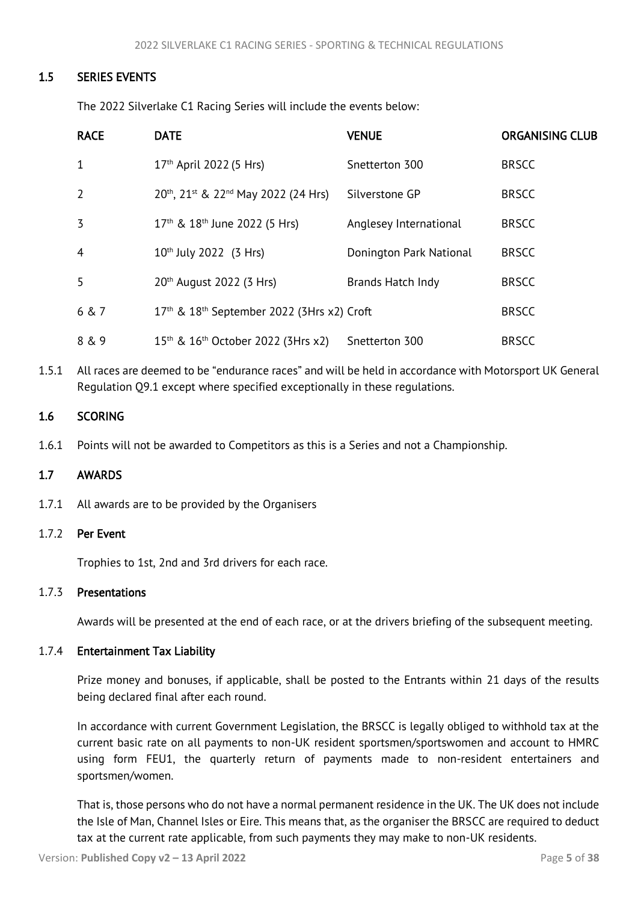### 1.5 SERIES EVENTS

The 2022 Silverlake C1 Racing Series will include the events below:

| RACE | DATE | VENUE | ORGANISING CLUB |
|---|---|---|---|
| 1 | 17th April 2022 (5 Hrs) | Snetterton 300 | BRSCC |
| 2 | 20th, 21st & 22nd May 2022 (24 Hrs) | Silverstone GP | BRSCC |
| 3 | 17th & 18th June 2022 (5 Hrs) | Anglesey International | BRSCC |
| 4 | 10th July 2022 (3 Hrs) | Donington Park National | BRSCC |
| 5 | 20th August 2022 (3 Hrs) | Brands Hatch Indy | BRSCC |
| 6 & 7 | 17th & 18th September 2022 (3Hrs x2) | Croft | BRSCC |
| 8 & 9 | 15th & 16th October 2022 (3Hrs x2) | Snetterton 300 | BRSCC |

1.5.1 All races are deemed to be "endurance races" and will be held in accordance with Motorsport UK General Regulation Q9.1 except where specified exceptionally in these regulations.

### 1.6 SCORING

1.6.1 Points will not be awarded to Competitors as this is a Series and not a Championship.

### 1.7 AWARDS

1.7.1 All awards are to be provided by the Organisers

1.7.2 **Per Event**

Trophies to 1st, 2nd and 3rd drivers for each race.

1.7.3 **Presentations**

Awards will be presented at the end of each race, or at the drivers briefing of the subsequent meeting.

1.7.4 **Entertainment Tax Liability**

Prize money and bonuses, if applicable, shall be posted to the Entrants within 21 days of the results being declared final after each round.

In accordance with current Government Legislation, the BRSCC is legally obliged to withhold tax at the current basic rate on all payments to non-UK resident sportsmen/sportswomen and account to HMRC using form FEU1, the quarterly return of payments made to non-resident entertainers and sportsmen/women.

That is, those persons who do not have a normal permanent residence in the UK. The UK does not include the Isle of Man, Channel Isles or Eire. This means that, as the organiser the BRSCC are required to deduct tax at the current rate applicable, from such payments they may make to non-UK residents.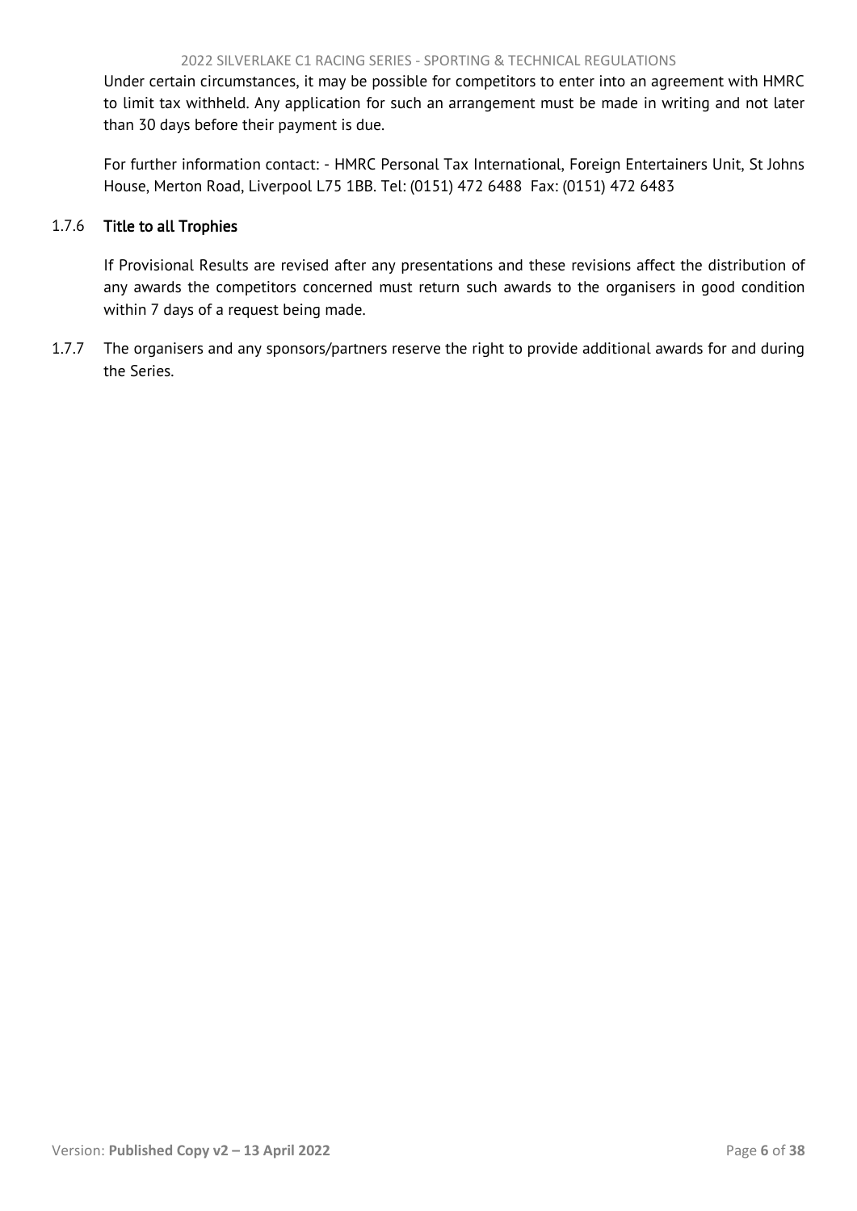Under certain circumstances, it may be possible for competitors to enter into an agreement with HMRC to limit tax withheld. Any application for such an arrangement must be made in writing and not later than 30 days before their payment is due.

For further information contact: - HMRC Personal Tax International, Foreign Entertainers Unit, St Johns House, Merton Road, Liverpool L75 1BB. Tel: (0151) 472 6488 Fax: (0151) 472 6483

#### 1.7.6 Title to all Trophies

If Provisional Results are revised after any presentations and these revisions affect the distribution of any awards the competitors concerned must return such awards to the organisers in good condition within 7 days of a request being made.

1.7.7 The organisers and any sponsors/partners reserve the right to provide additional awards for and during the Series.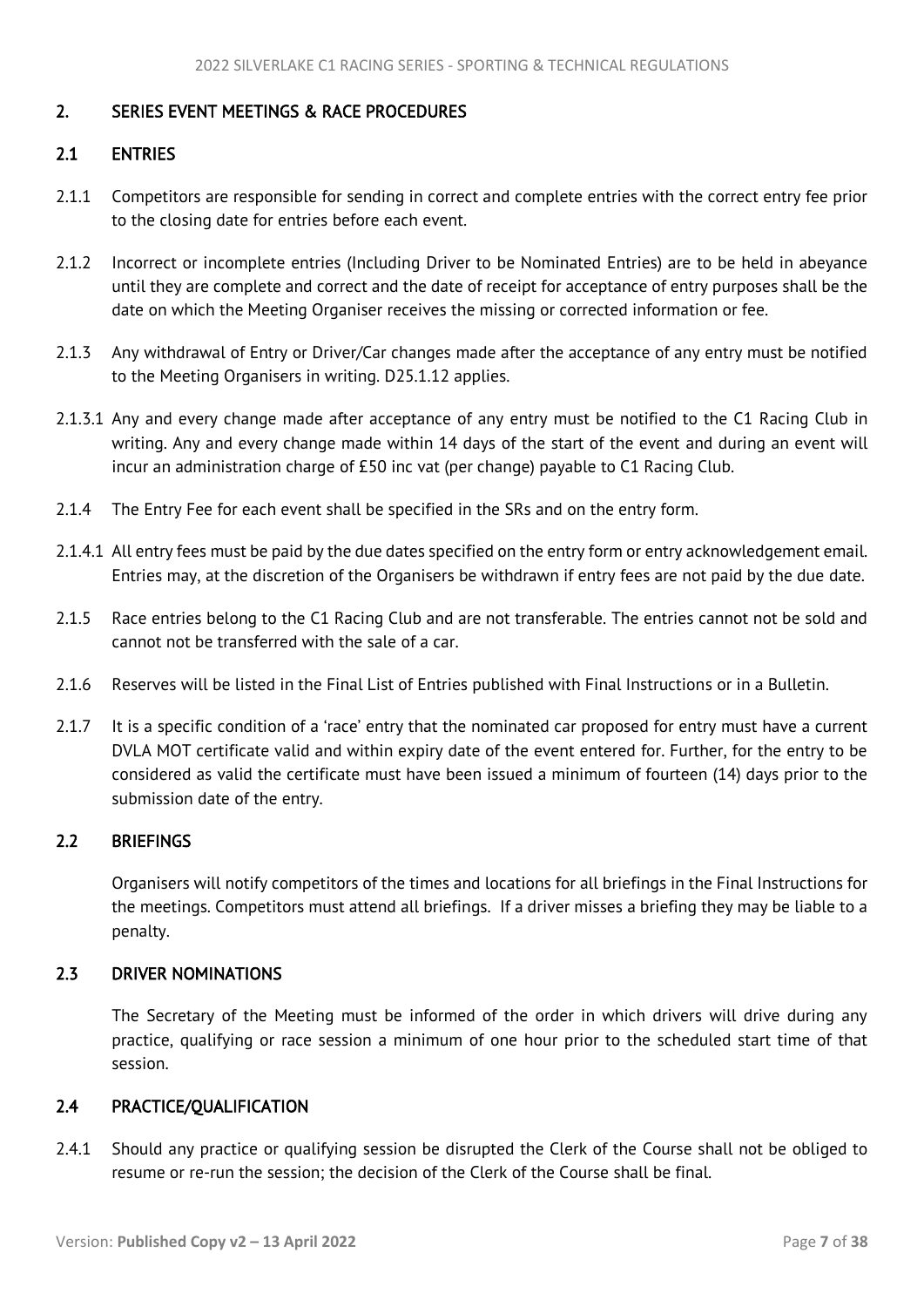## 2. SERIES EVENT MEETINGS & RACE PROCEDURES

### 2.1 ENTRIES

2.1.1 Competitors are responsible for sending in correct and complete entries with the correct entry fee prior to the closing date for entries before each event.

2.1.2 Incorrect or incomplete entries (Including Driver to be Nominated Entries) are to be held in abeyance until they are complete and correct and the date of receipt for acceptance of entry purposes shall be the date on which the Meeting Organiser receives the missing or corrected information or fee.

2.1.3 Any withdrawal of Entry or Driver/Car changes made after the acceptance of any entry must be notified to the Meeting Organisers in writing. D25.1.12 applies.

2.1.3.1 Any and every change made after acceptance of any entry must be notified to the C1 Racing Club in writing. Any and every change made within 14 days of the start of the event and during an event will incur an administration charge of £50 inc vat (per change) payable to C1 Racing Club.

2.1.4 The Entry Fee for each event shall be specified in the SRs and on the entry form.

2.1.4.1 All entry fees must be paid by the due dates specified on the entry form or entry acknowledgement email. Entries may, at the discretion of the Organisers be withdrawn if entry fees are not paid by the due date.

2.1.5 Race entries belong to the C1 Racing Club and are not transferable. The entries cannot not be sold and cannot not be transferred with the sale of a car.

2.1.6 Reserves will be listed in the Final List of Entries published with Final Instructions or in a Bulletin.

2.1.7 It is a specific condition of a 'race' entry that the nominated car proposed for entry must have a current DVLA MOT certificate valid and within expiry date of the event entered for. Further, for the entry to be considered as valid the certificate must have been issued a minimum of fourteen (14) days prior to the submission date of the entry.

### 2.2 BRIEFINGS

Organisers will notify competitors of the times and locations for all briefings in the Final Instructions for the meetings. Competitors must attend all briefings. If a driver misses a briefing they may be liable to a penalty.

### 2.3 DRIVER NOMINATIONS

The Secretary of the Meeting must be informed of the order in which drivers will drive during any practice, qualifying or race session a minimum of one hour prior to the scheduled start time of that session.

### 2.4 PRACTICE/QUALIFICATION

2.4.1 Should any practice or qualifying session be disrupted the Clerk of the Course shall not be obliged to resume or re-run the session; the decision of the Clerk of the Course shall be final.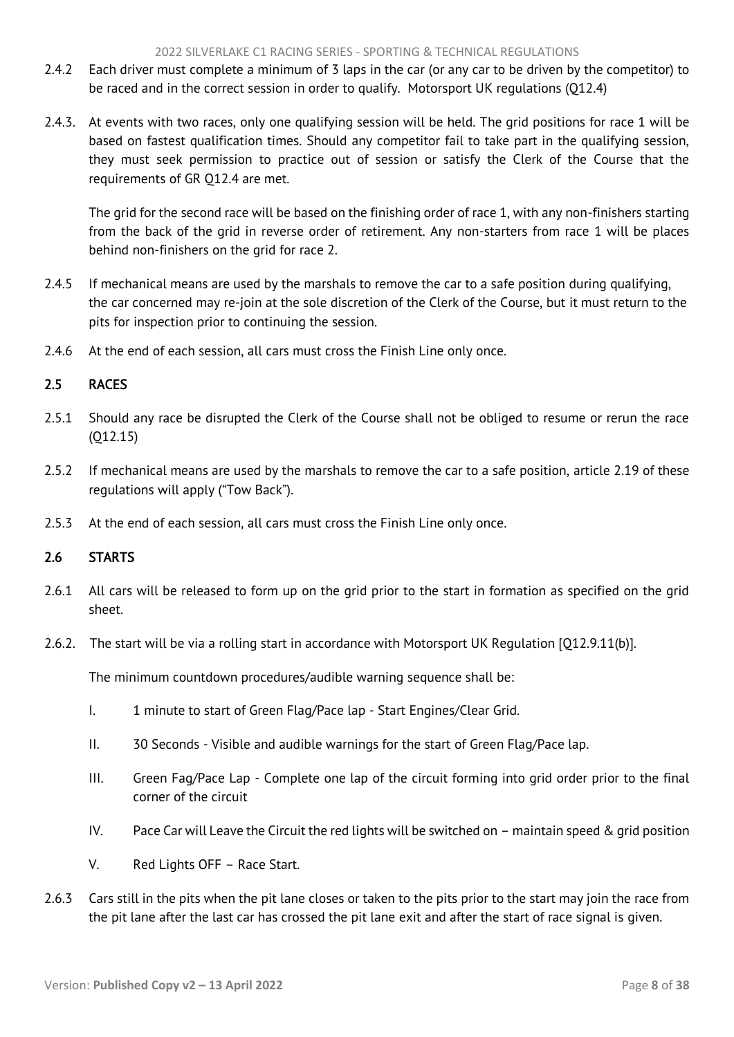2.4.2 Each driver must complete a minimum of 3 laps in the car (or any car to be driven by the competitor) to be raced and in the correct session in order to qualify. Motorsport UK regulations (Q12.4)

2.4.3. At events with two races, only one qualifying session will be held. The grid positions for race 1 will be based on fastest qualification times. Should any competitor fail to take part in the qualifying session, they must seek permission to practice out of session or satisfy the Clerk of the Course that the requirements of GR Q12.4 are met.

The grid for the second race will be based on the finishing order of race 1, with any non-finishers starting from the back of the grid in reverse order of retirement. Any non-starters from race 1 will be places behind non-finishers on the grid for race 2.

2.4.5 If mechanical means are used by the marshals to remove the car to a safe position during qualifying, the car concerned may re-join at the sole discretion of the Clerk of the Course, but it must return to the pits for inspection prior to continuing the session.

2.4.6 At the end of each session, all cars must cross the Finish Line only once.

## 2.5 RACES

2.5.1 Should any race be disrupted the Clerk of the Course shall not be obliged to resume or rerun the race (Q12.15)

2.5.2 If mechanical means are used by the marshals to remove the car to a safe position, article 2.19 of these regulations will apply ("Tow Back").

2.5.3 At the end of each session, all cars must cross the Finish Line only once.

## 2.6 STARTS

2.6.1 All cars will be released to form up on the grid prior to the start in formation as specified on the grid sheet.

2.6.2. The start will be via a rolling start in accordance with Motorsport UK Regulation [Q12.9.11(b)].

The minimum countdown procedures/audible warning sequence shall be:

I. 1 minute to start of Green Flag/Pace lap - Start Engines/Clear Grid.

II. 30 Seconds - Visible and audible warnings for the start of Green Flag/Pace lap.

III. Green Fag/Pace Lap - Complete one lap of the circuit forming into grid order prior to the final corner of the circuit

IV. Pace Car will Leave the Circuit the red lights will be switched on – maintain speed & grid position

V. Red Lights OFF – Race Start.

2.6.3 Cars still in the pits when the pit lane closes or taken to the pits prior to the start may join the race from the pit lane after the last car has crossed the pit lane exit and after the start of race signal is given.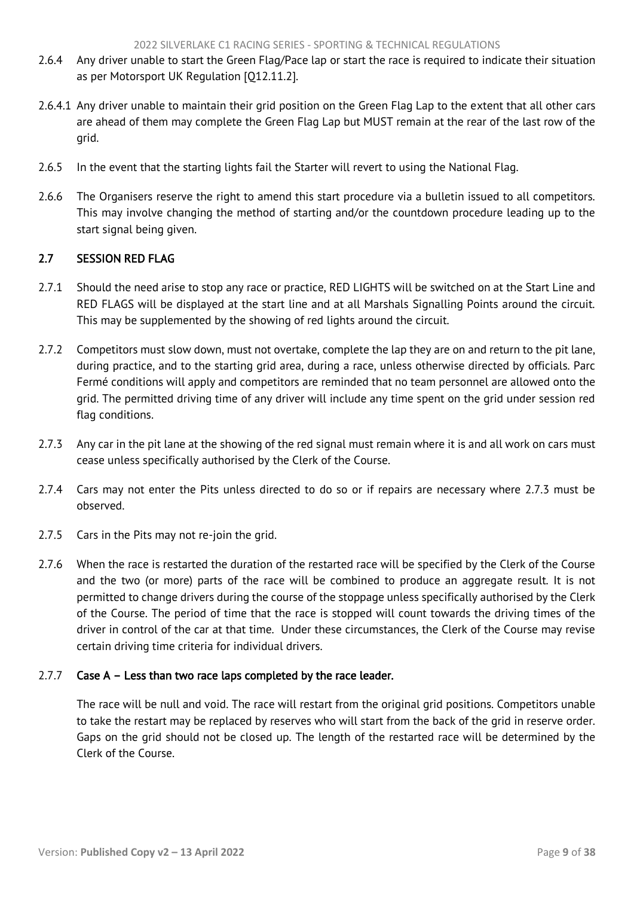2.6.4 Any driver unable to start the Green Flag/Pace lap or start the race is required to indicate their situation as per Motorsport UK Regulation [Q12.11.2].

2.6.4.1 Any driver unable to maintain their grid position on the Green Flag Lap to the extent that all other cars are ahead of them may complete the Green Flag Lap but MUST remain at the rear of the last row of the grid.

2.6.5 In the event that the starting lights fail the Starter will revert to using the National Flag.

2.6.6 The Organisers reserve the right to amend this start procedure via a bulletin issued to all competitors. This may involve changing the method of starting and/or the countdown procedure leading up to the start signal being given.

## 2.7 SESSION RED FLAG

2.7.1 Should the need arise to stop any race or practice, RED LIGHTS will be switched on at the Start Line and RED FLAGS will be displayed at the start line and at all Marshals Signalling Points around the circuit. This may be supplemented by the showing of red lights around the circuit.

2.7.2 Competitors must slow down, must not overtake, complete the lap they are on and return to the pit lane, during practice, and to the starting grid area, during a race, unless otherwise directed by officials. Parc Fermé conditions will apply and competitors are reminded that no team personnel are allowed onto the grid. The permitted driving time of any driver will include any time spent on the grid under session red flag conditions.

2.7.3 Any car in the pit lane at the showing of the red signal must remain where it is and all work on cars must cease unless specifically authorised by the Clerk of the Course.

2.7.4 Cars may not enter the Pits unless directed to do so or if repairs are necessary where 2.7.3 must be observed.

2.7.5 Cars in the Pits may not re-join the grid.

2.7.6 When the race is restarted the duration of the restarted race will be specified by the Clerk of the Course and the two (or more) parts of the race will be combined to produce an aggregate result. It is not permitted to change drivers during the course of the stoppage unless specifically authorised by the Clerk of the Course. The period of time that the race is stopped will count towards the driving times of the driver in control of the car at that time. Under these circumstances, the Clerk of the Course may revise certain driving time criteria for individual drivers.

2.7.7 **Case A – Less than two race laps completed by the race leader.**

The race will be null and void. The race will restart from the original grid positions. Competitors unable to take the restart may be replaced by reserves who will start from the back of the grid in reserve order. Gaps on the grid should not be closed up. The length of the restarted race will be determined by the Clerk of the Course.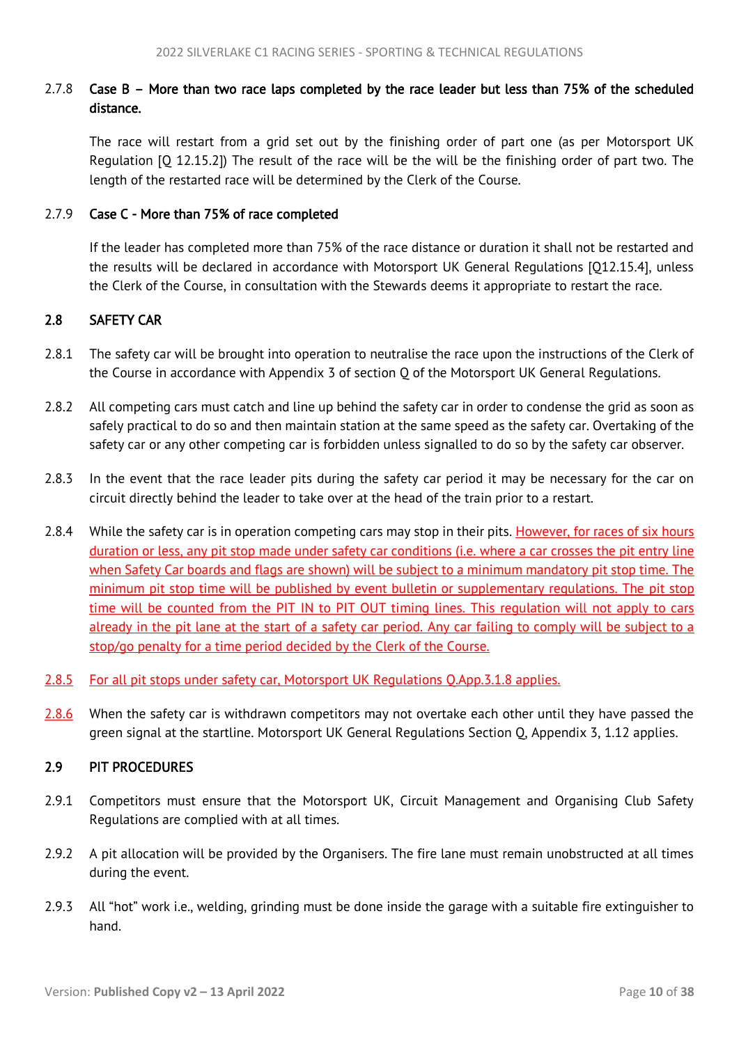2.7.8 **Case B – More than two race laps completed by the race leader but less than 75% of the scheduled distance.**

The race will restart from a grid set out by the finishing order of part one (as per Motorsport UK Regulation [Q 12.15.2]) The result of the race will be the will be the finishing order of part two. The length of the restarted race will be determined by the Clerk of the Course.

2.7.9 **Case C - More than 75% of race completed**

If the leader has completed more than 75% of the race distance or duration it shall not be restarted and the results will be declared in accordance with Motorsport UK General Regulations [Q12.15.4], unless the Clerk of the Course, in consultation with the Stewards deems it appropriate to restart the race.

## 2.8 SAFETY CAR

2.8.1 The safety car will be brought into operation to neutralise the race upon the instructions of the Clerk of the Course in accordance with Appendix 3 of section Q of the Motorsport UK General Regulations.

2.8.2 All competing cars must catch and line up behind the safety car in order to condense the grid as soon as safely practical to do so and then maintain station at the same speed as the safety car. Overtaking of the safety car or any other competing car is forbidden unless signalled to do so by the safety car observer.

2.8.3 In the event that the race leader pits during the safety car period it may be necessary for the car on circuit directly behind the leader to take over at the head of the train prior to a restart.

2.8.4 While the safety car is in operation competing cars may stop in their pits. However, for races of six hours duration or less, any pit stop made under safety car conditions (i.e. where a car crosses the pit entry line when Safety Car boards and flags are shown) will be subject to a minimum mandatory pit stop time. The minimum pit stop time will be published by event bulletin or supplementary regulations. The pit stop time will be counted from the PIT IN to PIT OUT timing lines. This regulation will not apply to cars already in the pit lane at the start of a safety car period. Any car failing to comply will be subject to a stop/go penalty for a time period decided by the Clerk of the Course.

2.8.5 For all pit stops under safety car, Motorsport UK Regulations Q.App.3.1.8 applies.

2.8.6 When the safety car is withdrawn competitors may not overtake each other until they have passed the green signal at the startline. Motorsport UK General Regulations Section Q, Appendix 3, 1.12 applies.

## 2.9 PIT PROCEDURES

2.9.1 Competitors must ensure that the Motorsport UK, Circuit Management and Organising Club Safety Regulations are complied with at all times.

2.9.2 A pit allocation will be provided by the Organisers. The fire lane must remain unobstructed at all times during the event.

2.9.3 All "hot" work i.e., welding, grinding must be done inside the garage with a suitable fire extinguisher to hand.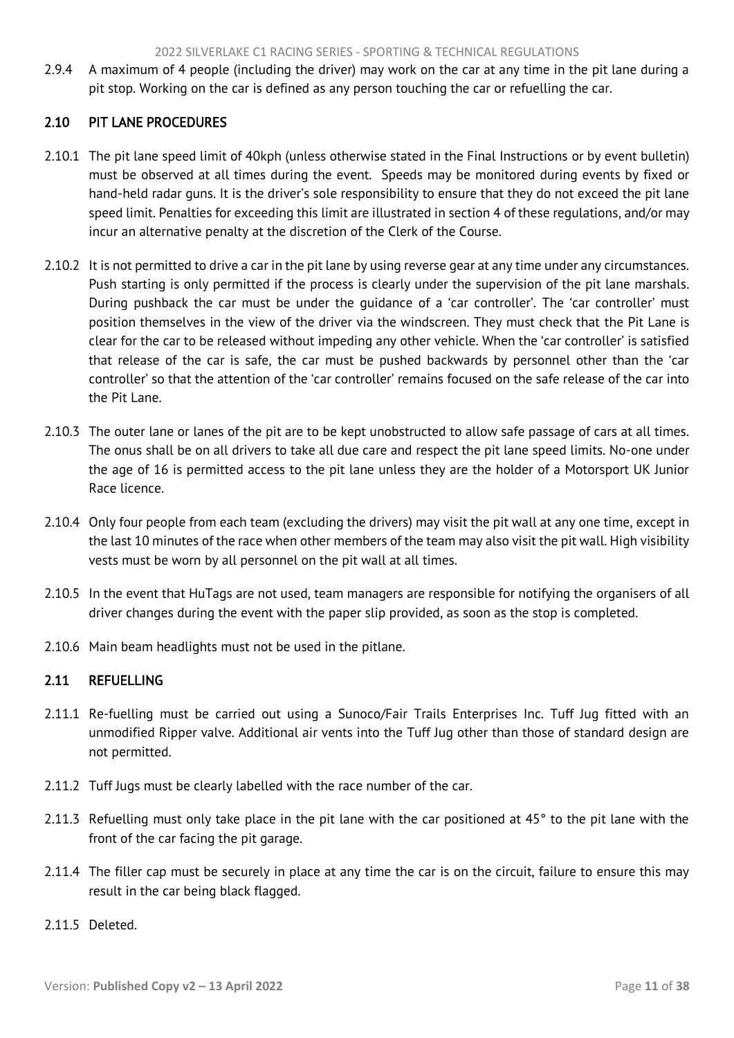2.9.4 A maximum of 4 people (including the driver) may work on the car at any time in the pit lane during a pit stop. Working on the car is defined as any person touching the car or refuelling the car.

## 2.10 PIT LANE PROCEDURES

2.10.1 The pit lane speed limit of 40kph (unless otherwise stated in the Final Instructions or by event bulletin) must be observed at all times during the event. Speeds may be monitored during events by fixed or hand-held radar guns. It is the driver's sole responsibility to ensure that they do not exceed the pit lane speed limit. Penalties for exceeding this limit are illustrated in section 4 of these regulations, and/or may incur an alternative penalty at the discretion of the Clerk of the Course.

2.10.2 It is not permitted to drive a car in the pit lane by using reverse gear at any time under any circumstances. Push starting is only permitted if the process is clearly under the supervision of the pit lane marshals. During pushback the car must be under the guidance of a 'car controller'. The 'car controller' must position themselves in the view of the driver via the windscreen. They must check that the Pit Lane is clear for the car to be released without impeding any other vehicle. When the 'car controller' is satisfied that release of the car is safe, the car must be pushed backwards by personnel other than the 'car controller' so that the attention of the 'car controller' remains focused on the safe release of the car into the Pit Lane.

2.10.3 The outer lane or lanes of the pit are to be kept unobstructed to allow safe passage of cars at all times. The onus shall be on all drivers to take all due care and respect the pit lane speed limits. No-one under the age of 16 is permitted access to the pit lane unless they are the holder of a Motorsport UK Junior Race licence.

2.10.4 Only four people from each team (excluding the drivers) may visit the pit wall at any one time, except in the last 10 minutes of the race when other members of the team may also visit the pit wall. High visibility vests must be worn by all personnel on the pit wall at all times.

2.10.5 In the event that HuTags are not used, team managers are responsible for notifying the organisers of all driver changes during the event with the paper slip provided, as soon as the stop is completed.

2.10.6 Main beam headlights must not be used in the pitlane.

## 2.11 REFUELLING

2.11.1 Re-fuelling must be carried out using a Sunoco/Fair Trails Enterprises Inc. Tuff Jug fitted with an unmodified Ripper valve. Additional air vents into the Tuff Jug other than those of standard design are not permitted.

2.11.2 Tuff Jugs must be clearly labelled with the race number of the car.

2.11.3 Refuelling must only take place in the pit lane with the car positioned at 45° to the pit lane with the front of the car facing the pit garage.

2.11.4 The filler cap must be securely in place at any time the car is on the circuit, failure to ensure this may result in the car being black flagged.

2.11.5 Deleted.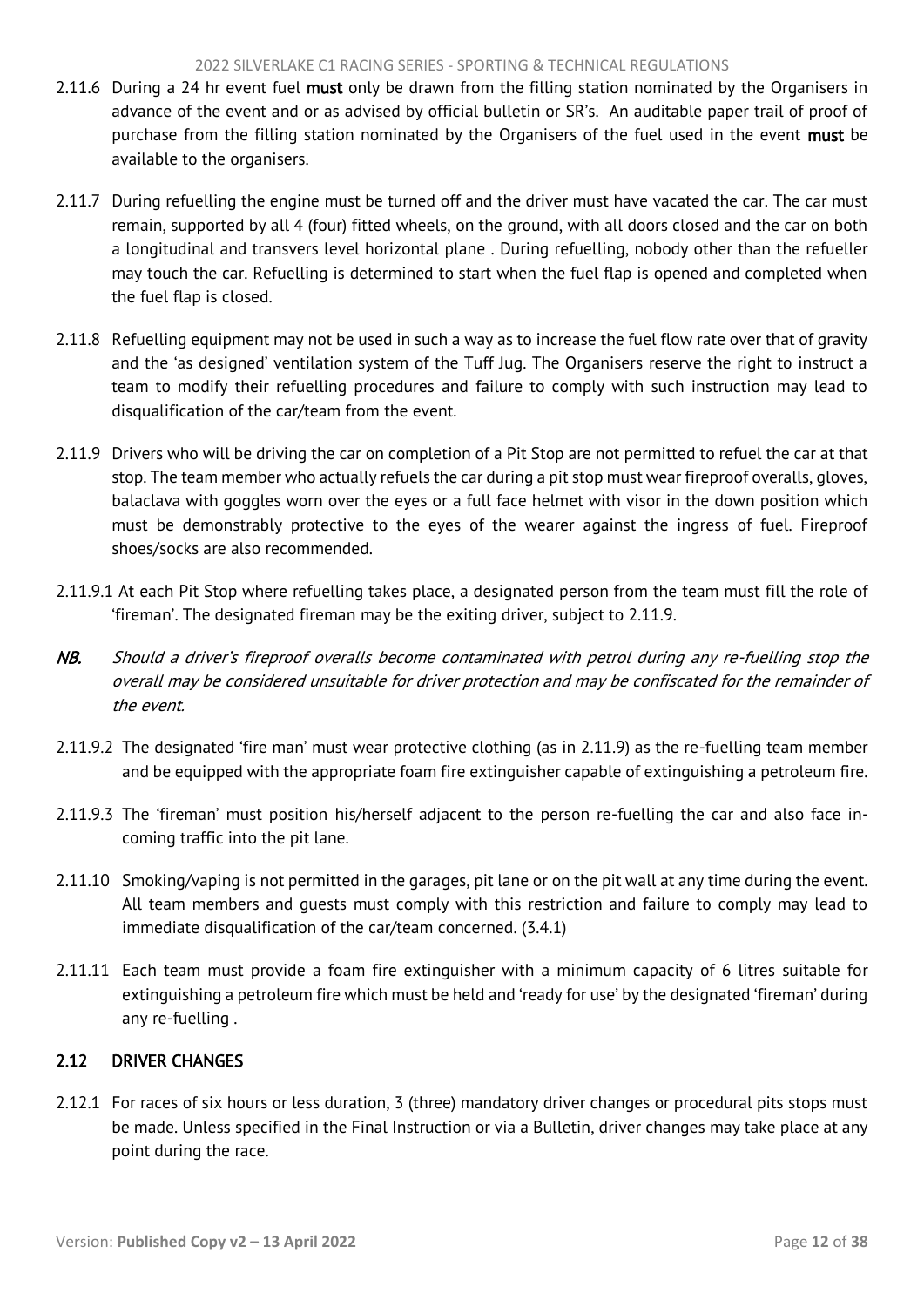2.11.6 During a 24 hr event fuel **must** only be drawn from the filling station nominated by the Organisers in advance of the event and or as advised by official bulletin or SR's. An auditable paper trail of proof of purchase from the filling station nominated by the Organisers of the fuel used in the event **must** be available to the organisers.

2.11.7 During refuelling the engine must be turned off and the driver must have vacated the car. The car must remain, supported by all 4 (four) fitted wheels, on the ground, with all doors closed and the car on both a longitudinal and transvers level horizontal plane . During refuelling, nobody other than the refueller may touch the car. Refuelling is determined to start when the fuel flap is opened and completed when the fuel flap is closed.

2.11.8 Refuelling equipment may not be used in such a way as to increase the fuel flow rate over that of gravity and the 'as designed' ventilation system of the Tuff Jug. The Organisers reserve the right to instruct a team to modify their refuelling procedures and failure to comply with such instruction may lead to disqualification of the car/team from the event.

2.11.9 Drivers who will be driving the car on completion of a Pit Stop are not permitted to refuel the car at that stop. The team member who actually refuels the car during a pit stop must wear fireproof overalls, gloves, balaclava with goggles worn over the eyes or a full face helmet with visor in the down position which must be demonstrably protective to the eyes of the wearer against the ingress of fuel. Fireproof shoes/socks are also recommended.

2.11.9.1 At each Pit Stop where refuelling takes place, a designated person from the team must fill the role of 'fireman'. The designated fireman may be the exiting driver, subject to 2.11.9.

*NB. Should a driver's fireproof overalls become contaminated with petrol during any re-fuelling stop the overall may be considered unsuitable for driver protection and may be confiscated for the remainder of the event.*

2.11.9.2 The designated 'fire man' must wear protective clothing (as in 2.11.9) as the re-fuelling team member and be equipped with the appropriate foam fire extinguisher capable of extinguishing a petroleum fire.

2.11.9.3 The 'fireman' must position his/herself adjacent to the person re-fuelling the car and also face in-coming traffic into the pit lane.

2.11.10 Smoking/vaping is not permitted in the garages, pit lane or on the pit wall at any time during the event. All team members and guests must comply with this restriction and failure to comply may lead to immediate disqualification of the car/team concerned. (3.4.1)

2.11.11 Each team must provide a foam fire extinguisher with a minimum capacity of 6 litres suitable for extinguishing a petroleum fire which must be held and 'ready for use' by the designated 'fireman' during any re-fuelling .

## 2.12 DRIVER CHANGES

2.12.1 For races of six hours or less duration, 3 (three) mandatory driver changes or procedural pits stops must be made. Unless specified in the Final Instruction or via a Bulletin, driver changes may take place at any point during the race.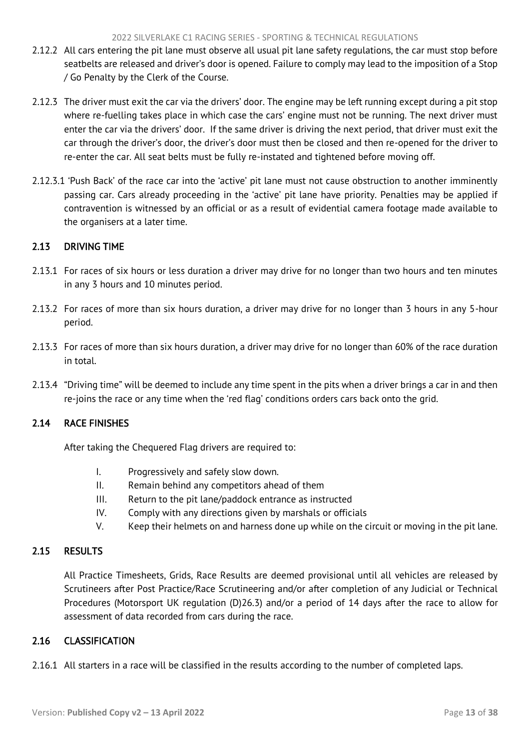2.12.2 All cars entering the pit lane must observe all usual pit lane safety regulations, the car must stop before seatbelts are released and driver's door is opened. Failure to comply may lead to the imposition of a Stop / Go Penalty by the Clerk of the Course.

2.12.3 The driver must exit the car via the drivers' door. The engine may be left running except during a pit stop where re-fuelling takes place in which case the cars' engine must not be running. The next driver must enter the car via the drivers' door. If the same driver is driving the next period, that driver must exit the car through the driver's door, the driver's door must then be closed and then re-opened for the driver to re-enter the car. All seat belts must be fully re-instated and tightened before moving off.

2.12.3.1 'Push Back' of the race car into the 'active' pit lane must not cause obstruction to another imminently passing car. Cars already proceeding in the 'active' pit lane have priority. Penalties may be applied if contravention is witnessed by an official or as a result of evidential camera footage made available to the organisers at a later time.

## 2.13 DRIVING TIME

2.13.1 For races of six hours or less duration a driver may drive for no longer than two hours and ten minutes in any 3 hours and 10 minutes period.

2.13.2 For races of more than six hours duration, a driver may drive for no longer than 3 hours in any 5-hour period.

2.13.3 For races of more than six hours duration, a driver may drive for no longer than 60% of the race duration in total.

2.13.4 "Driving time" will be deemed to include any time spent in the pits when a driver brings a car in and then re-joins the race or any time when the 'red flag' conditions orders cars back onto the grid.

## 2.14 RACE FINISHES

After taking the Chequered Flag drivers are required to:

I. Progressively and safely slow down.
II. Remain behind any competitors ahead of them
III. Return to the pit lane/paddock entrance as instructed
IV. Comply with any directions given by marshals or officials
V. Keep their helmets on and harness done up while on the circuit or moving in the pit lane.

## 2.15 RESULTS

All Practice Timesheets, Grids, Race Results are deemed provisional until all vehicles are released by Scrutineers after Post Practice/Race Scrutineering and/or after completion of any Judicial or Technical Procedures (Motorsport UK regulation (D)26.3) and/or a period of 14 days after the race to allow for assessment of data recorded from cars during the race.

## 2.16 CLASSIFICATION

2.16.1 All starters in a race will be classified in the results according to the number of completed laps.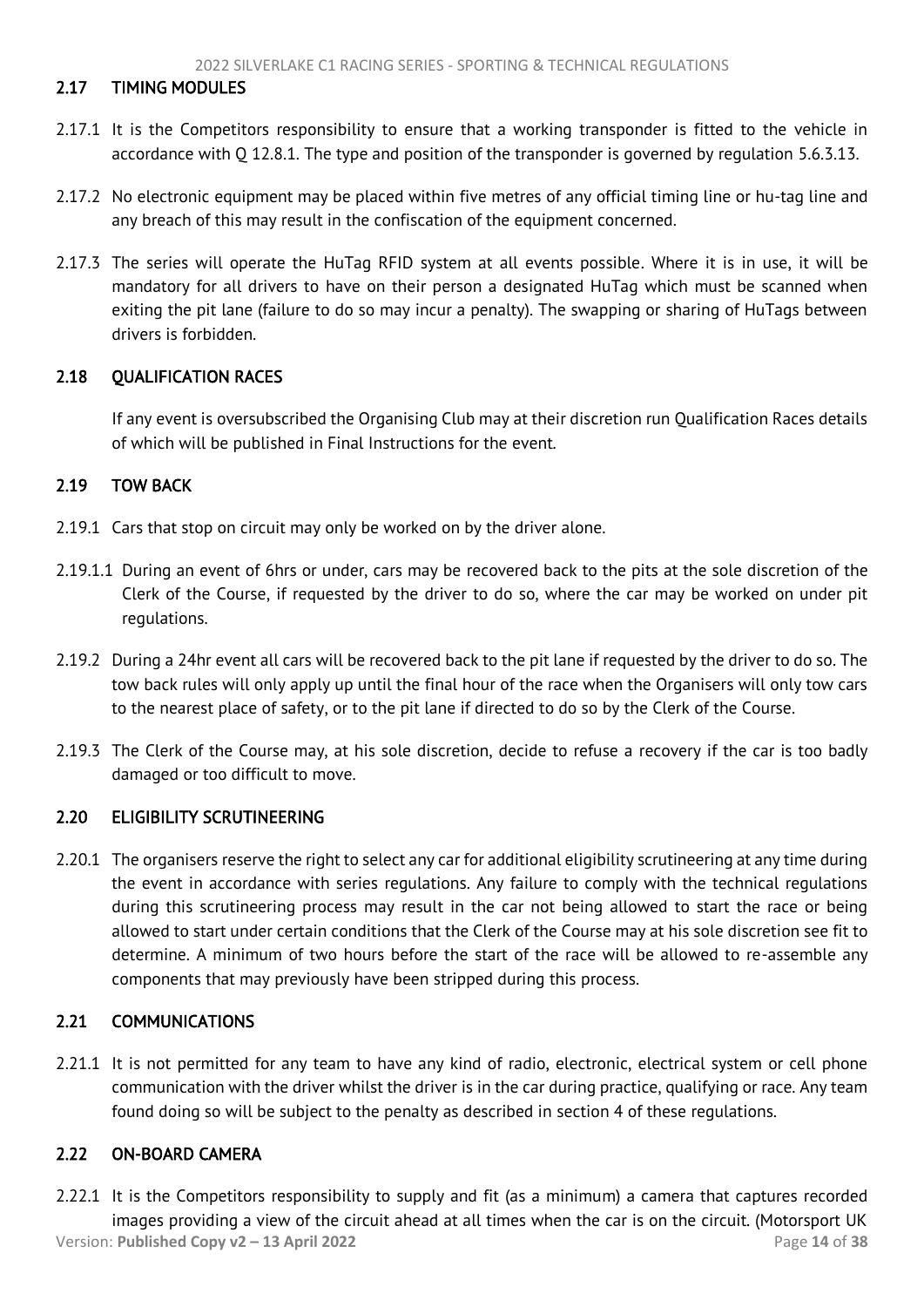## 2.17 TIMING MODULES

2.17.1 It is the Competitors responsibility to ensure that a working transponder is fitted to the vehicle in accordance with Q 12.8.1. The type and position of the transponder is governed by regulation 5.6.3.13.

2.17.2 No electronic equipment may be placed within five metres of any official timing line or hu-tag line and any breach of this may result in the confiscation of the equipment concerned.

2.17.3 The series will operate the HuTag RFID system at all events possible. Where it is in use, it will be mandatory for all drivers to have on their person a designated HuTag which must be scanned when exiting the pit lane (failure to do so may incur a penalty). The swapping or sharing of HuTags between drivers is forbidden.

## 2.18 QUALIFICATION RACES

If any event is oversubscribed the Organising Club may at their discretion run Qualification Races details of which will be published in Final Instructions for the event.

## 2.19 TOW BACK

2.19.1 Cars that stop on circuit may only be worked on by the driver alone.

2.19.1.1 During an event of 6hrs or under, cars may be recovered back to the pits at the sole discretion of the Clerk of the Course, if requested by the driver to do so, where the car may be worked on under pit regulations.

2.19.2 During a 24hr event all cars will be recovered back to the pit lane if requested by the driver to do so. The tow back rules will only apply up until the final hour of the race when the Organisers will only tow cars to the nearest place of safety, or to the pit lane if directed to do so by the Clerk of the Course.

2.19.3 The Clerk of the Course may, at his sole discretion, decide to refuse a recovery if the car is too badly damaged or too difficult to move.

## 2.20 ELIGIBILITY SCRUTINEERING

2.20.1 The organisers reserve the right to select any car for additional eligibility scrutineering at any time during the event in accordance with series regulations. Any failure to comply with the technical regulations during this scrutineering process may result in the car not being allowed to start the race or being allowed to start under certain conditions that the Clerk of the Course may at his sole discretion see fit to determine. A minimum of two hours before the start of the race will be allowed to re-assemble any components that may previously have been stripped during this process.

## 2.21 COMMUNICATIONS

2.21.1 It is not permitted for any team to have any kind of radio, electronic, electrical system or cell phone communication with the driver whilst the driver is in the car during practice, qualifying or race. Any team found doing so will be subject to the penalty as described in section 4 of these regulations.

## 2.22 ON-BOARD CAMERA

2.22.1 It is the Competitors responsibility to supply and fit (as a minimum) a camera that captures recorded images providing a view of the circuit ahead at all times when the car is on the circuit. (Motorsport UK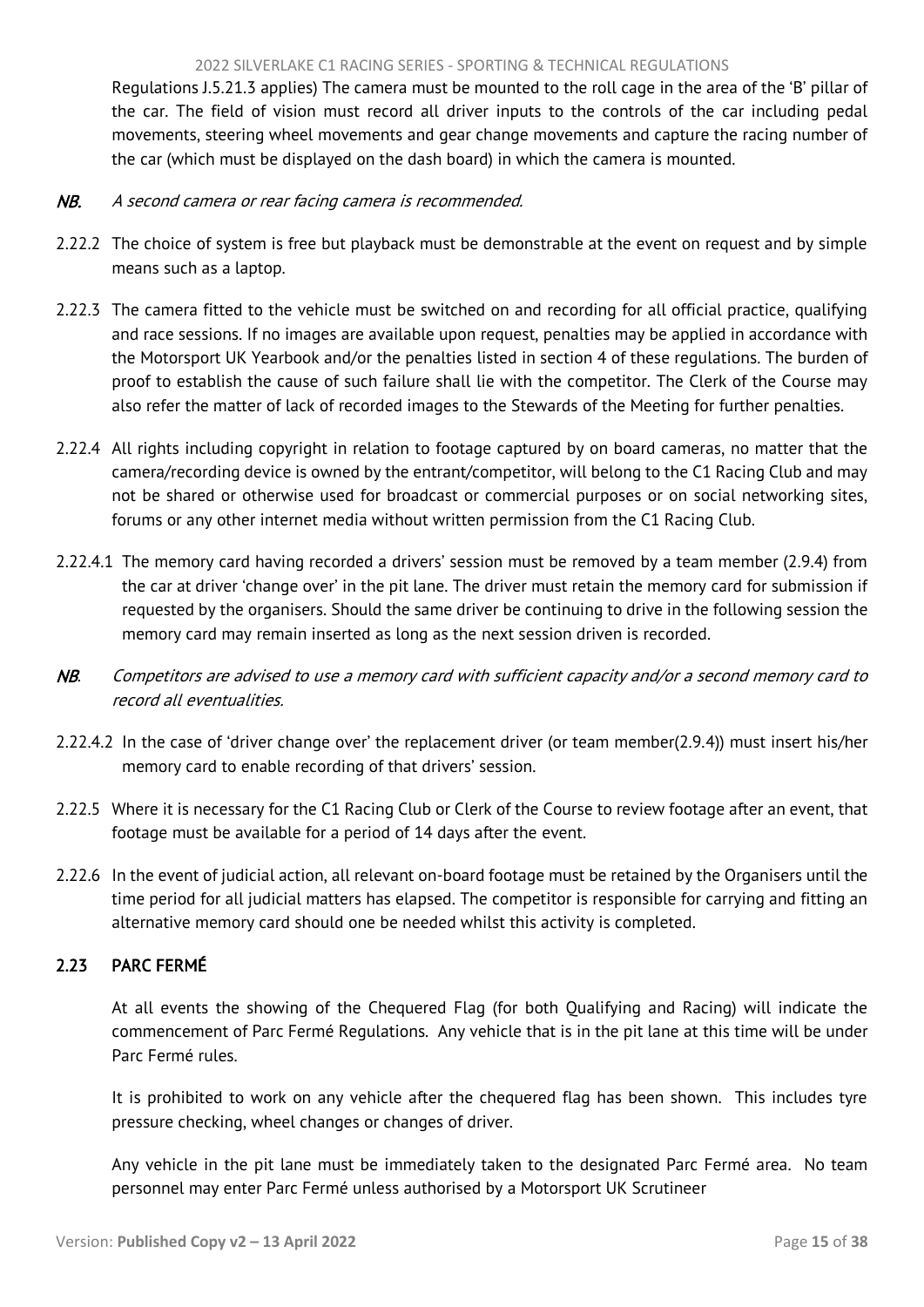Regulations J.5.21.3 applies) The camera must be mounted to the roll cage in the area of the 'B' pillar of the car. The field of vision must record all driver inputs to the controls of the car including pedal movements, steering wheel movements and gear change movements and capture the racing number of the car (which must be displayed on the dash board) in which the camera is mounted.

*NB. A second camera or rear facing camera is recommended.*

2.22.2 The choice of system is free but playback must be demonstrable at the event on request and by simple means such as a laptop.

2.22.3 The camera fitted to the vehicle must be switched on and recording for all official practice, qualifying and race sessions. If no images are available upon request, penalties may be applied in accordance with the Motorsport UK Yearbook and/or the penalties listed in section 4 of these regulations. The burden of proof to establish the cause of such failure shall lie with the competitor. The Clerk of the Course may also refer the matter of lack of recorded images to the Stewards of the Meeting for further penalties.

2.22.4 All rights including copyright in relation to footage captured by on board cameras, no matter that the camera/recording device is owned by the entrant/competitor, will belong to the C1 Racing Club and may not be shared or otherwise used for broadcast or commercial purposes or on social networking sites, forums or any other internet media without written permission from the C1 Racing Club.

2.22.4.1 The memory card having recorded a drivers' session must be removed by a team member (2.9.4) from the car at driver 'change over' in the pit lane. The driver must retain the memory card for submission if requested by the organisers. Should the same driver be continuing to drive in the following session the memory card may remain inserted as long as the next session driven is recorded.

*NB. Competitors are advised to use a memory card with sufficient capacity and/or a second memory card to record all eventualities.*

2.22.4.2 In the case of 'driver change over' the replacement driver (or team member(2.9.4)) must insert his/her memory card to enable recording of that drivers' session.

2.22.5 Where it is necessary for the C1 Racing Club or Clerk of the Course to review footage after an event, that footage must be available for a period of 14 days after the event.

2.22.6 In the event of judicial action, all relevant on-board footage must be retained by the Organisers until the time period for all judicial matters has elapsed. The competitor is responsible for carrying and fitting an alternative memory card should one be needed whilst this activity is completed.

## 2.23 PARC FERMÉ

At all events the showing of the Chequered Flag (for both Qualifying and Racing) will indicate the commencement of Parc Fermé Regulations. Any vehicle that is in the pit lane at this time will be under Parc Fermé rules.

It is prohibited to work on any vehicle after the chequered flag has been shown. This includes tyre pressure checking, wheel changes or changes of driver.

Any vehicle in the pit lane must be immediately taken to the designated Parc Fermé area. No team personnel may enter Parc Fermé unless authorised by a Motorsport UK Scrutineer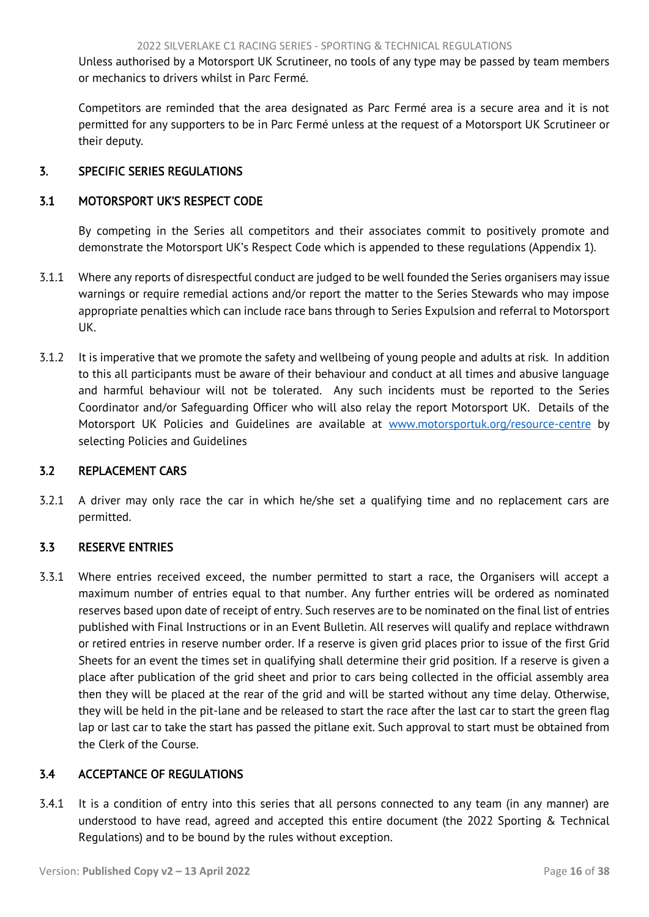Unless authorised by a Motorsport UK Scrutineer, no tools of any type may be passed by team members or mechanics to drivers whilst in Parc Fermé.

Competitors are reminded that the area designated as Parc Fermé area is a secure area and it is not permitted for any supporters to be in Parc Fermé unless at the request of a Motorsport UK Scrutineer or their deputy.

## 3. SPECIFIC SERIES REGULATIONS

### 3.1 MOTORSPORT UK'S RESPECT CODE

By competing in the Series all competitors and their associates commit to positively promote and demonstrate the Motorsport UK's Respect Code which is appended to these regulations (Appendix 1).

3.1.1 Where any reports of disrespectful conduct are judged to be well founded the Series organisers may issue warnings or require remedial actions and/or report the matter to the Series Stewards who may impose appropriate penalties which can include race bans through to Series Expulsion and referral to Motorsport UK.

3.1.2 It is imperative that we promote the safety and wellbeing of young people and adults at risk. In addition to this all participants must be aware of their behaviour and conduct at all times and abusive language and harmful behaviour will not be tolerated. Any such incidents must be reported to the Series Coordinator and/or Safeguarding Officer who will also relay the report Motorsport UK. Details of the Motorsport UK Policies and Guidelines are available at [www.motorsportuk.org/resource-centre](http://www.motorsportuk.org/resource-centre) by selecting Policies and Guidelines

### 3.2 REPLACEMENT CARS

3.2.1 A driver may only race the car in which he/she set a qualifying time and no replacement cars are permitted.

### 3.3 RESERVE ENTRIES

3.3.1 Where entries received exceed, the number permitted to start a race, the Organisers will accept a maximum number of entries equal to that number. Any further entries will be ordered as nominated reserves based upon date of receipt of entry. Such reserves are to be nominated on the final list of entries published with Final Instructions or in an Event Bulletin. All reserves will qualify and replace withdrawn or retired entries in reserve number order. If a reserve is given grid places prior to issue of the first Grid Sheets for an event the times set in qualifying shall determine their grid position. If a reserve is given a place after publication of the grid sheet and prior to cars being collected in the official assembly area then they will be placed at the rear of the grid and will be started without any time delay. Otherwise, they will be held in the pit-lane and be released to start the race after the last car to start the green flag lap or last car to take the start has passed the pitlane exit. Such approval to start must be obtained from the Clerk of the Course.

### 3.4 ACCEPTANCE OF REGULATIONS

3.4.1 It is a condition of entry into this series that all persons connected to any team (in any manner) are understood to have read, agreed and accepted this entire document (the 2022 Sporting & Technical Regulations) and to be bound by the rules without exception.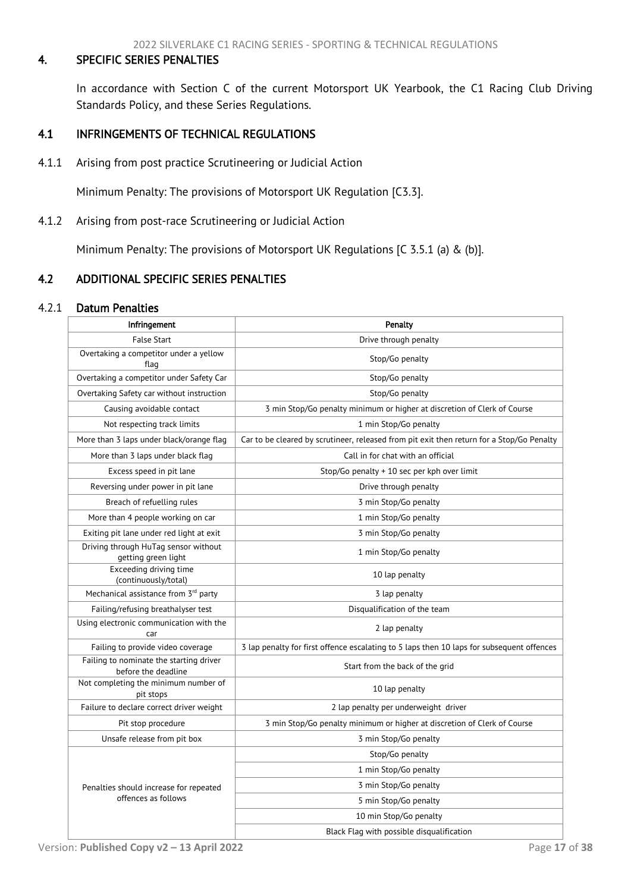## 4. SPECIFIC SERIES PENALTIES

In accordance with Section C of the current Motorsport UK Yearbook, the C1 Racing Club Driving Standards Policy, and these Series Regulations.

### 4.1 INFRINGEMENTS OF TECHNICAL REGULATIONS

4.1.1 Arising from post practice Scrutineering or Judicial Action

Minimum Penalty: The provisions of Motorsport UK Regulation [C3.3].

4.1.2 Arising from post-race Scrutineering or Judicial Action

Minimum Penalty: The provisions of Motorsport UK Regulations [C 3.5.1 (a) & (b)].

### 4.2 ADDITIONAL SPECIFIC SERIES PENALTIES

#### 4.2.1 Datum Penalties

| Infringement | Penalty |
|---|---|
| False Start | Drive through penalty |
| Overtaking a competitor under a yellow flag | Stop/Go penalty |
| Overtaking a competitor under Safety Car | Stop/Go penalty |
| Overtaking Safety car without instruction | Stop/Go penalty |
| Causing avoidable contact | 3 min Stop/Go penalty minimum or higher at discretion of Clerk of Course |
| Not respecting track limits | 1 min Stop/Go penalty |
| More than 3 laps under black/orange flag | Car to be cleared by scrutineer, released from pit exit then return for a Stop/Go Penalty |
| More than 3 laps under black flag | Call in for chat with an official |
| Excess speed in pit lane | Stop/Go penalty + 10 sec per kph over limit |
| Reversing under power in pit lane | Drive through penalty |
| Breach of refuelling rules | 3 min Stop/Go penalty |
| More than 4 people working on car | 1 min Stop/Go penalty |
| Exiting pit lane under red light at exit | 3 min Stop/Go penalty |
| Driving through HuTag sensor without getting green light | 1 min Stop/Go penalty |
| Exceeding driving time (continuously/total) | 10 lap penalty |
| Mechanical assistance from 3rd party | 3 lap penalty |
| Failing/refusing breathalyser test | Disqualification of the team |
| Using electronic communication with the car | 2 lap penalty |
| Failing to provide video coverage | 3 lap penalty for first offence escalating to 5 laps then 10 laps for subsequent offences |
| Failing to nominate the starting driver before the deadline | Start from the back of the grid |
| Not completing the minimum number of pit stops | 10 lap penalty |
| Failure to declare correct driver weight | 2 lap penalty per underweight driver |
| Pit stop procedure | 3 min Stop/Go penalty minimum or higher at discretion of Clerk of Course |
| Unsafe release from pit box | 3 min Stop/Go penalty |
| Penalties should increase for repeated offences as follows | Stop/Go penalty |
| | 1 min Stop/Go penalty |
| | 3 min Stop/Go penalty |
| | 5 min Stop/Go penalty |
| | 10 min Stop/Go penalty |
| | Black Flag with possible disqualification |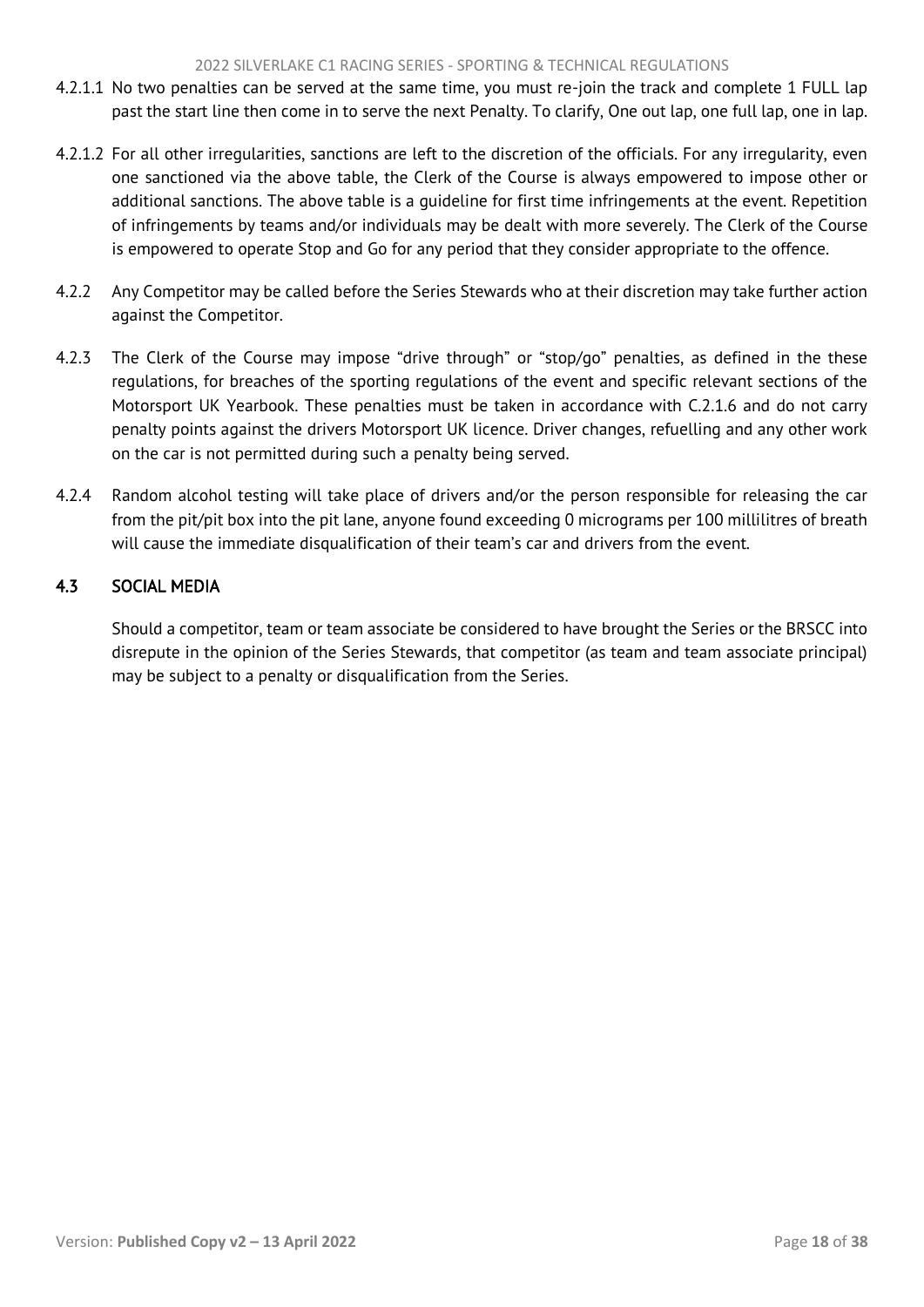4.2.1.1 No two penalties can be served at the same time, you must re-join the track and complete 1 FULL lap past the start line then come in to serve the next Penalty. To clarify, One out lap, one full lap, one in lap.

4.2.1.2 For all other irregularities, sanctions are left to the discretion of the officials. For any irregularity, even one sanctioned via the above table, the Clerk of the Course is always empowered to impose other or additional sanctions. The above table is a guideline for first time infringements at the event. Repetition of infringements by teams and/or individuals may be dealt with more severely. The Clerk of the Course is empowered to operate Stop and Go for any period that they consider appropriate to the offence.

4.2.2 Any Competitor may be called before the Series Stewards who at their discretion may take further action against the Competitor.

4.2.3 The Clerk of the Course may impose "drive through" or "stop/go" penalties, as defined in the these regulations, for breaches of the sporting regulations of the event and specific relevant sections of the Motorsport UK Yearbook. These penalties must be taken in accordance with C.2.1.6 and do not carry penalty points against the drivers Motorsport UK licence. Driver changes, refuelling and any other work on the car is not permitted during such a penalty being served.

4.2.4 Random alcohol testing will take place of drivers and/or the person responsible for releasing the car from the pit/pit box into the pit lane, anyone found exceeding 0 micrograms per 100 millilitres of breath will cause the immediate disqualification of their team's car and drivers from the event.

## 4.3 SOCIAL MEDIA

Should a competitor, team or team associate be considered to have brought the Series or the BRSCC into disrepute in the opinion of the Series Stewards, that competitor (as team and team associate principal) may be subject to a penalty or disqualification from the Series.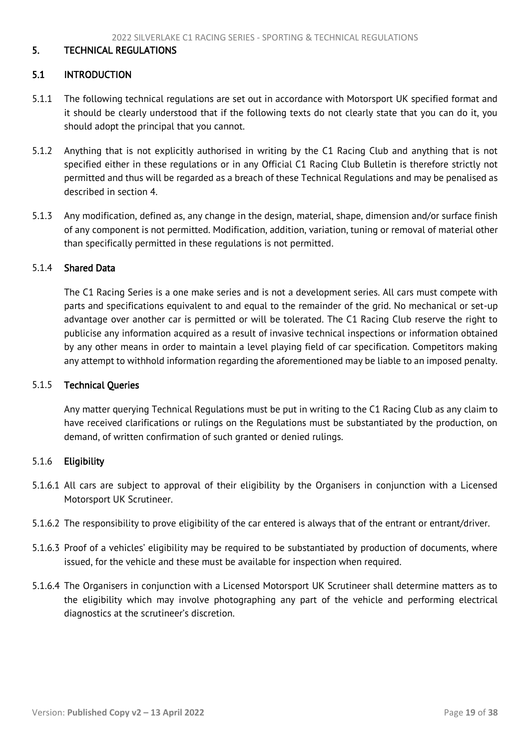## 5. TECHNICAL REGULATIONS

### 5.1 INTRODUCTION

5.1.1 The following technical regulations are set out in accordance with Motorsport UK specified format and it should be clearly understood that if the following texts do not clearly state that you can do it, you should adopt the principal that you cannot.

5.1.2 Anything that is not explicitly authorised in writing by the C1 Racing Club and anything that is not specified either in these regulations or in any Official C1 Racing Club Bulletin is therefore strictly not permitted and thus will be regarded as a breach of these Technical Regulations and may be penalised as described in section 4.

5.1.3 Any modification, defined as, any change in the design, material, shape, dimension and/or surface finish of any component is not permitted. Modification, addition, variation, tuning or removal of material other than specifically permitted in these regulations is not permitted.

#### 5.1.4 Shared Data

The C1 Racing Series is a one make series and is not a development series. All cars must compete with parts and specifications equivalent to and equal to the remainder of the grid. No mechanical or set-up advantage over another car is permitted or will be tolerated. The C1 Racing Club reserve the right to publicise any information acquired as a result of invasive technical inspections or information obtained by any other means in order to maintain a level playing field of car specification. Competitors making any attempt to withhold information regarding the aforementioned may be liable to an imposed penalty.

#### 5.1.5 Technical Queries

Any matter querying Technical Regulations must be put in writing to the C1 Racing Club as any claim to have received clarifications or rulings on the Regulations must be substantiated by the production, on demand, of written confirmation of such granted or denied rulings.

#### 5.1.6 Eligibility

5.1.6.1 All cars are subject to approval of their eligibility by the Organisers in conjunction with a Licensed Motorsport UK Scrutineer.

5.1.6.2 The responsibility to prove eligibility of the car entered is always that of the entrant or entrant/driver.

5.1.6.3 Proof of a vehicles' eligibility may be required to be substantiated by production of documents, where issued, for the vehicle and these must be available for inspection when required.

5.1.6.4 The Organisers in conjunction with a Licensed Motorsport UK Scrutineer shall determine matters as to the eligibility which may involve photographing any part of the vehicle and performing electrical diagnostics at the scrutineer's discretion.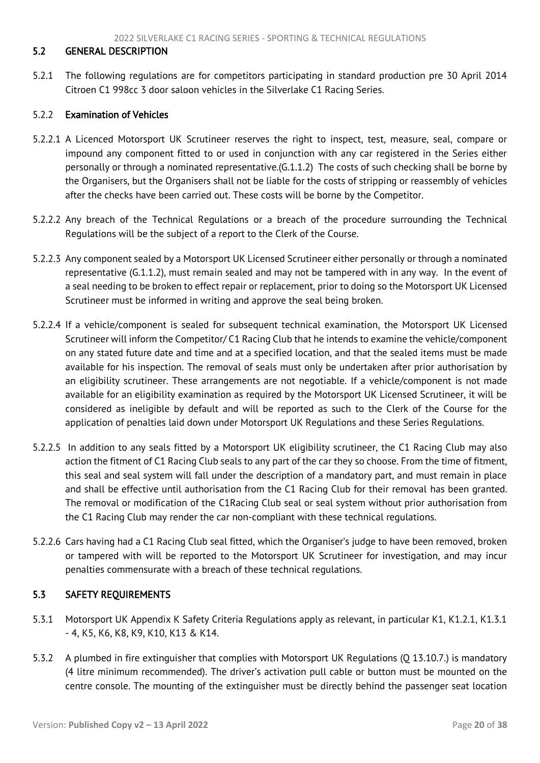## 5.2 GENERAL DESCRIPTION

5.2.1 The following regulations are for competitors participating in standard production pre 30 April 2014 Citroen C1 998cc 3 door saloon vehicles in the Silverlake C1 Racing Series.

### 5.2.2 Examination of Vehicles

5.2.2.1 A Licenced Motorsport UK Scrutineer reserves the right to inspect, test, measure, seal, compare or impound any component fitted to or used in conjunction with any car registered in the Series either personally or through a nominated representative.(G.1.1.2) The costs of such checking shall be borne by the Organisers, but the Organisers shall not be liable for the costs of stripping or reassembly of vehicles after the checks have been carried out. These costs will be borne by the Competitor.

5.2.2.2 Any breach of the Technical Regulations or a breach of the procedure surrounding the Technical Regulations will be the subject of a report to the Clerk of the Course.

5.2.2.3 Any component sealed by a Motorsport UK Licensed Scrutineer either personally or through a nominated representative (G.1.1.2), must remain sealed and may not be tampered with in any way. In the event of a seal needing to be broken to effect repair or replacement, prior to doing so the Motorsport UK Licensed Scrutineer must be informed in writing and approve the seal being broken.

5.2.2.4 If a vehicle/component is sealed for subsequent technical examination, the Motorsport UK Licensed Scrutineer will inform the Competitor/ C1 Racing Club that he intends to examine the vehicle/component on any stated future date and time and at a specified location, and that the sealed items must be made available for his inspection. The removal of seals must only be undertaken after prior authorisation by an eligibility scrutineer. These arrangements are not negotiable. If a vehicle/component is not made available for an eligibility examination as required by the Motorsport UK Licensed Scrutineer, it will be considered as ineligible by default and will be reported as such to the Clerk of the Course for the application of penalties laid down under Motorsport UK Regulations and these Series Regulations.

5.2.2.5 In addition to any seals fitted by a Motorsport UK eligibility scrutineer, the C1 Racing Club may also action the fitment of C1 Racing Club seals to any part of the car they so choose. From the time of fitment, this seal and seal system will fall under the description of a mandatory part, and must remain in place and shall be effective until authorisation from the C1 Racing Club for their removal has been granted. The removal or modification of the C1Racing Club seal or seal system without prior authorisation from the C1 Racing Club may render the car non-compliant with these technical regulations.

5.2.2.6 Cars having had a C1 Racing Club seal fitted, which the Organiser's judge to have been removed, broken or tampered with will be reported to the Motorsport UK Scrutineer for investigation, and may incur penalties commensurate with a breach of these technical regulations.

## 5.3 SAFETY REQUIREMENTS

5.3.1 Motorsport UK Appendix K Safety Criteria Regulations apply as relevant, in particular K1, K1.2.1, K1.3.1 - 4, K5, K6, K8, K9, K10, K13 & K14.

5.3.2 A plumbed in fire extinguisher that complies with Motorsport UK Regulations (Q 13.10.7.) is mandatory (4 litre minimum recommended). The driver's activation pull cable or button must be mounted on the centre console. The mounting of the extinguisher must be directly behind the passenger seat location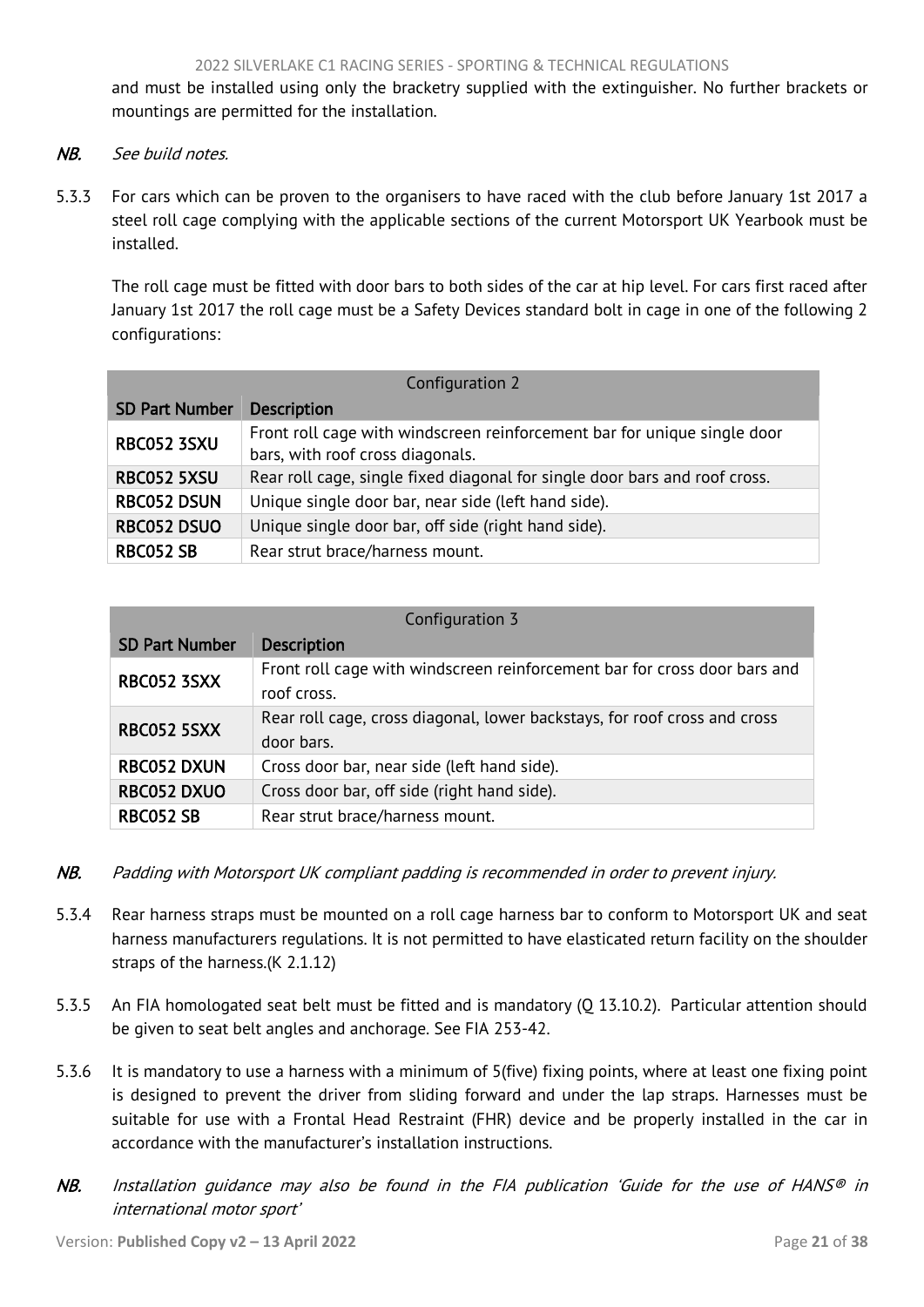and must be installed using only the bracketry supplied with the extinguisher. No further brackets or mountings are permitted for the installation.

*NB. See build notes.*

5.3.3 For cars which can be proven to the organisers to have raced with the club before January 1st 2017 a steel roll cage complying with the applicable sections of the current Motorsport UK Yearbook must be installed.

The roll cage must be fitted with door bars to both sides of the car at hip level. For cars first raced after January 1st 2017 the roll cage must be a Safety Devices standard bolt in cage in one of the following 2 configurations:

| Configuration 2 | |
|---|---|
| **SD Part Number** | **Description** |
| **RBC052 3SXU** | Front roll cage with windscreen reinforcement bar for unique single door bars, with roof cross diagonals. |
| **RBC052 5XSU** | Rear roll cage, single fixed diagonal for single door bars and roof cross. |
| **RBC052 DSUN** | Unique single door bar, near side (left hand side). |
| **RBC052 DSUO** | Unique single door bar, off side (right hand side). |
| **RBC052 SB** | Rear strut brace/harness mount. |

| Configuration 3 | |
|---|---|
| **SD Part Number** | **Description** |
| **RBC052 3SXX** | Front roll cage with windscreen reinforcement bar for cross door bars and roof cross. |
| **RBC052 5SXX** | Rear roll cage, cross diagonal, lower backstays, for roof cross and cross door bars. |
| **RBC052 DXUN** | Cross door bar, near side (left hand side). |
| **RBC052 DXUO** | Cross door bar, off side (right hand side). |
| **RBC052 SB** | Rear strut brace/harness mount. |

*NB. Padding with Motorsport UK compliant padding is recommended in order to prevent injury.*

5.3.4 Rear harness straps must be mounted on a roll cage harness bar to conform to Motorsport UK and seat harness manufacturers regulations. It is not permitted to have elasticated return facility on the shoulder straps of the harness.(K 2.1.12)

5.3.5 An FIA homologated seat belt must be fitted and is mandatory (Q 13.10.2). Particular attention should be given to seat belt angles and anchorage. See FIA 253-42.

5.3.6 It is mandatory to use a harness with a minimum of 5(five) fixing points, where at least one fixing point is designed to prevent the driver from sliding forward and under the lap straps. Harnesses must be suitable for use with a Frontal Head Restraint (FHR) device and be properly installed in the car in accordance with the manufacturer's installation instructions.

*NB. Installation guidance may also be found in the FIA publication 'Guide for the use of HANS® in international motor sport'*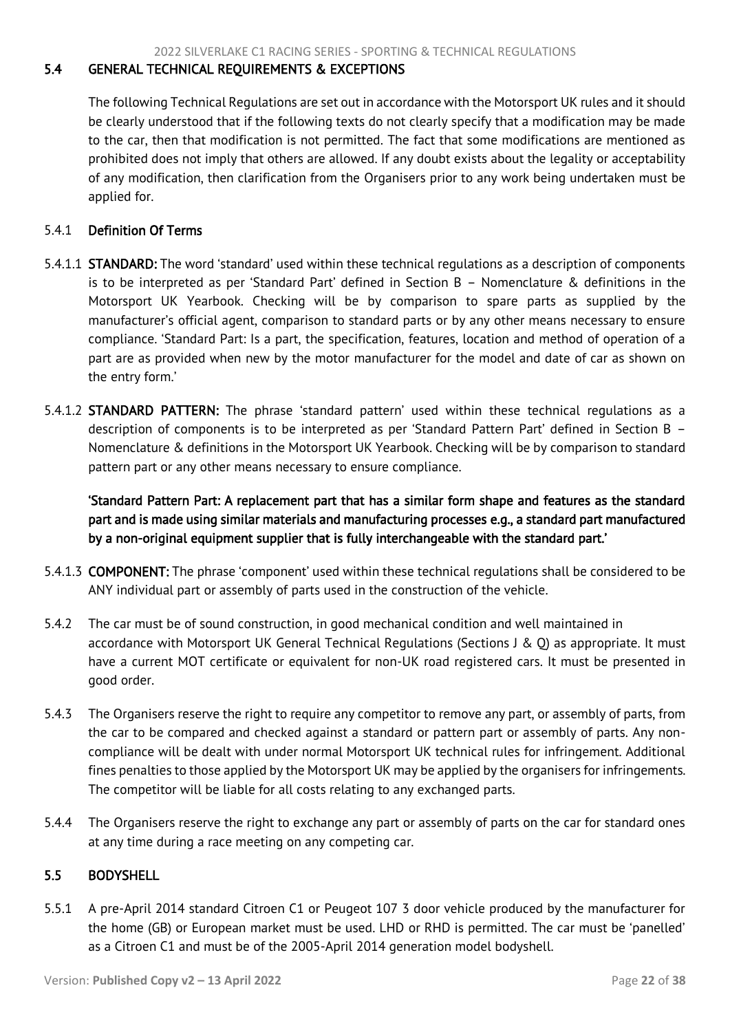## 5.4 GENERAL TECHNICAL REQUIREMENTS & EXCEPTIONS

The following Technical Regulations are set out in accordance with the Motorsport UK rules and it should be clearly understood that if the following texts do not clearly specify that a modification may be made to the car, then that modification is not permitted. The fact that some modifications are mentioned as prohibited does not imply that others are allowed. If any doubt exists about the legality or acceptability of any modification, then clarification from the Organisers prior to any work being undertaken must be applied for.

### 5.4.1 Definition Of Terms

5.4.1.1 **STANDARD:** The word 'standard' used within these technical regulations as a description of components is to be interpreted as per 'Standard Part' defined in Section B – Nomenclature & definitions in the Motorsport UK Yearbook. Checking will be by comparison to spare parts as supplied by the manufacturer's official agent, comparison to standard parts or by any other means necessary to ensure compliance. 'Standard Part: Is a part, the specification, features, location and method of operation of a part are as provided when new by the motor manufacturer for the model and date of car as shown on the entry form.'

5.4.1.2 **STANDARD PATTERN:** The phrase 'standard pattern' used within these technical regulations as a description of components is to be interpreted as per 'Standard Pattern Part' defined in Section B – Nomenclature & definitions in the Motorsport UK Yearbook. Checking will be by comparison to standard pattern part or any other means necessary to ensure compliance.

**'Standard Pattern Part: A replacement part that has a similar form shape and features as the standard part and is made using similar materials and manufacturing processes e.g., a standard part manufactured by a non-original equipment supplier that is fully interchangeable with the standard part.'**

5.4.1.3 **COMPONENT:** The phrase 'component' used within these technical regulations shall be considered to be ANY individual part or assembly of parts used in the construction of the vehicle.

5.4.2 The car must be of sound construction, in good mechanical condition and well maintained in accordance with Motorsport UK General Technical Regulations (Sections J & Q) as appropriate. It must have a current MOT certificate or equivalent for non-UK road registered cars. It must be presented in good order.

5.4.3 The Organisers reserve the right to require any competitor to remove any part, or assembly of parts, from the car to be compared and checked against a standard or pattern part or assembly of parts. Any non-compliance will be dealt with under normal Motorsport UK technical rules for infringement. Additional fines penalties to those applied by the Motorsport UK may be applied by the organisers for infringements. The competitor will be liable for all costs relating to any exchanged parts.

5.4.4 The Organisers reserve the right to exchange any part or assembly of parts on the car for standard ones at any time during a race meeting on any competing car.

## 5.5 BODYSHELL

5.5.1 A pre-April 2014 standard Citroen C1 or Peugeot 107 3 door vehicle produced by the manufacturer for the home (GB) or European market must be used. LHD or RHD is permitted. The car must be 'panelled' as a Citroen C1 and must be of the 2005-April 2014 generation model bodyshell.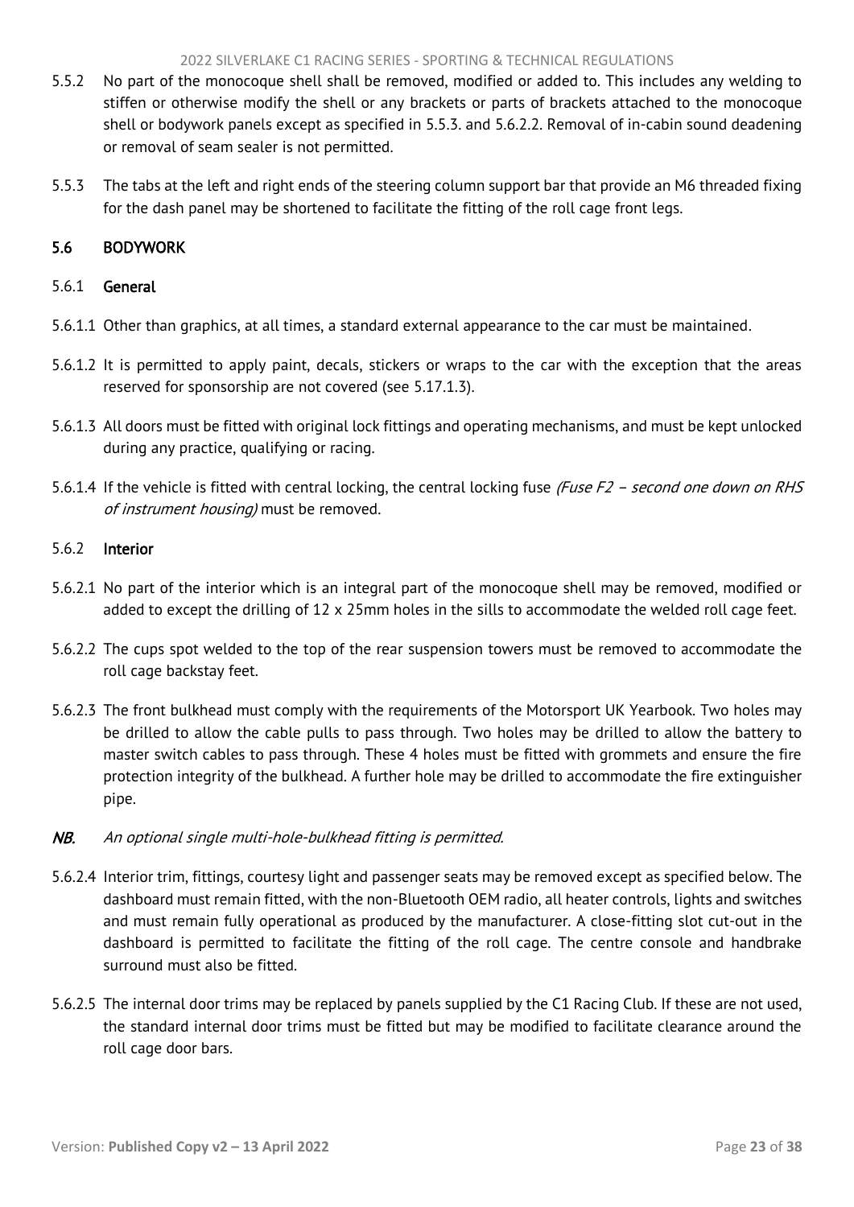5.5.2 No part of the monocoque shell shall be removed, modified or added to. This includes any welding to stiffen or otherwise modify the shell or any brackets or parts of brackets attached to the monocoque shell or bodywork panels except as specified in 5.5.3. and 5.6.2.2. Removal of in-cabin sound deadening or removal of seam sealer is not permitted.

5.5.3 The tabs at the left and right ends of the steering column support bar that provide an M6 threaded fixing for the dash panel may be shortened to facilitate the fitting of the roll cage front legs.

## 5.6 BODYWORK

### 5.6.1 General

5.6.1.1 Other than graphics, at all times, a standard external appearance to the car must be maintained.

5.6.1.2 It is permitted to apply paint, decals, stickers or wraps to the car with the exception that the areas reserved for sponsorship are not covered (see 5.17.1.3).

5.6.1.3 All doors must be fitted with original lock fittings and operating mechanisms, and must be kept unlocked during any practice, qualifying or racing.

5.6.1.4 If the vehicle is fitted with central locking, the central locking fuse *(Fuse F2 – second one down on RHS of instrument housing)* must be removed.

### 5.6.2 Interior

5.6.2.1 No part of the interior which is an integral part of the monocoque shell may be removed, modified or added to except the drilling of 12 x 25mm holes in the sills to accommodate the welded roll cage feet.

5.6.2.2 The cups spot welded to the top of the rear suspension towers must be removed to accommodate the roll cage backstay feet.

5.6.2.3 The front bulkhead must comply with the requirements of the Motorsport UK Yearbook. Two holes may be drilled to allow the cable pulls to pass through. Two holes may be drilled to allow the battery to master switch cables to pass through. These 4 holes must be fitted with grommets and ensure the fire protection integrity of the bulkhead. A further hole may be drilled to accommodate the fire extinguisher pipe.

***NB.*** *An optional single multi-hole-bulkhead fitting is permitted.*

5.6.2.4 Interior trim, fittings, courtesy light and passenger seats may be removed except as specified below. The dashboard must remain fitted, with the non-Bluetooth OEM radio, all heater controls, lights and switches and must remain fully operational as produced by the manufacturer. A close-fitting slot cut-out in the dashboard is permitted to facilitate the fitting of the roll cage. The centre console and handbrake surround must also be fitted.

5.6.2.5 The internal door trims may be replaced by panels supplied by the C1 Racing Club. If these are not used, the standard internal door trims must be fitted but may be modified to facilitate clearance around the roll cage door bars.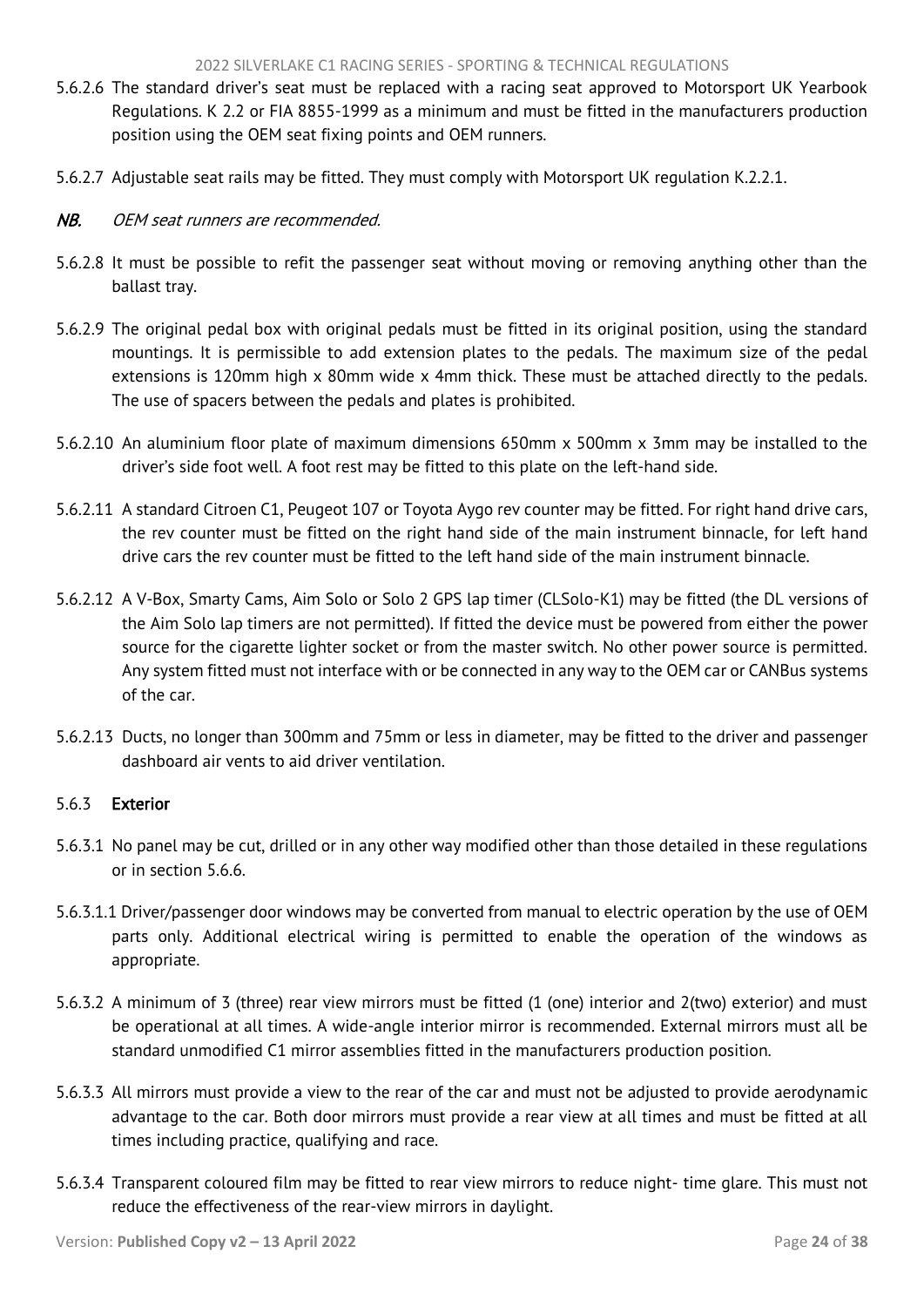5.6.2.6 The standard driver's seat must be replaced with a racing seat approved to Motorsport UK Yearbook Regulations. K 2.2 or FIA 8855-1999 as a minimum and must be fitted in the manufacturers production position using the OEM seat fixing points and OEM runners.

5.6.2.7 Adjustable seat rails may be fitted. They must comply with Motorsport UK regulation K.2.2.1.

*NB. OEM seat runners are recommended.*

5.6.2.8 It must be possible to refit the passenger seat without moving or removing anything other than the ballast tray.

5.6.2.9 The original pedal box with original pedals must be fitted in its original position, using the standard mountings. It is permissible to add extension plates to the pedals. The maximum size of the pedal extensions is 120mm high x 80mm wide x 4mm thick. These must be attached directly to the pedals. The use of spacers between the pedals and plates is prohibited.

5.6.2.10 An aluminium floor plate of maximum dimensions 650mm x 500mm x 3mm may be installed to the driver's side foot well. A foot rest may be fitted to this plate on the left-hand side.

5.6.2.11 A standard Citroen C1, Peugeot 107 or Toyota Aygo rev counter may be fitted. For right hand drive cars, the rev counter must be fitted on the right hand side of the main instrument binnacle, for left hand drive cars the rev counter must be fitted to the left hand side of the main instrument binnacle.

5.6.2.12 A V-Box, Smarty Cams, Aim Solo or Solo 2 GPS lap timer (CLSolo-K1) may be fitted (the DL versions of the Aim Solo lap timers are not permitted). If fitted the device must be powered from either the power source for the cigarette lighter socket or from the master switch. No other power source is permitted. Any system fitted must not interface with or be connected in any way to the OEM car or CANBus systems of the car.

5.6.2.13 Ducts, no longer than 300mm and 75mm or less in diameter, may be fitted to the driver and passenger dashboard air vents to aid driver ventilation.

### 5.6.3 Exterior

5.6.3.1 No panel may be cut, drilled or in any other way modified other than those detailed in these regulations or in section 5.6.6.

5.6.3.1.1 Driver/passenger door windows may be converted from manual to electric operation by the use of OEM parts only. Additional electrical wiring is permitted to enable the operation of the windows as appropriate.

5.6.3.2 A minimum of 3 (three) rear view mirrors must be fitted (1 (one) interior and 2(two) exterior) and must be operational at all times. A wide-angle interior mirror is recommended. External mirrors must all be standard unmodified C1 mirror assemblies fitted in the manufacturers production position.

5.6.3.3 All mirrors must provide a view to the rear of the car and must not be adjusted to provide aerodynamic advantage to the car. Both door mirrors must provide a rear view at all times and must be fitted at all times including practice, qualifying and race.

5.6.3.4 Transparent coloured film may be fitted to rear view mirrors to reduce night- time glare. This must not reduce the effectiveness of the rear-view mirrors in daylight.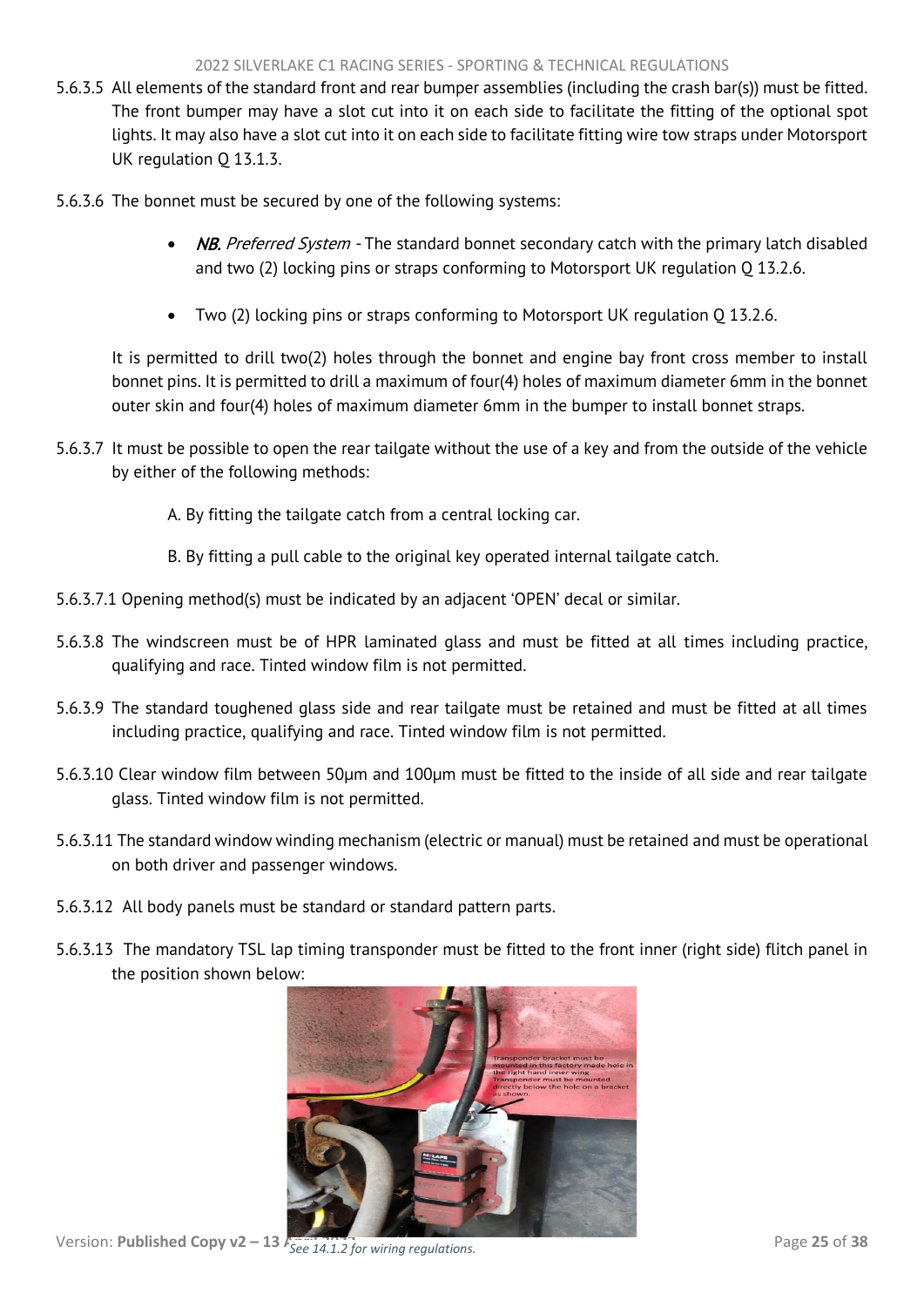5.6.3.5 All elements of the standard front and rear bumper assemblies (including the crash bar(s)) must be fitted. The front bumper may have a slot cut into it on each side to facilitate the fitting of the optional spot lights. It may also have a slot cut into it on each side to facilitate fitting wire tow straps under Motorsport UK regulation Q 13.1.3.

5.6.3.6 The bonnet must be secured by one of the following systems:

- *NB. Preferred System* - The standard bonnet secondary catch with the primary latch disabled and two (2) locking pins or straps conforming to Motorsport UK regulation Q 13.2.6.
- Two (2) locking pins or straps conforming to Motorsport UK regulation Q 13.2.6.

It is permitted to drill two(2) holes through the bonnet and engine bay front cross member to install bonnet pins. It is permitted to drill a maximum of four(4) holes of maximum diameter 6mm in the bonnet outer skin and four(4) holes of maximum diameter 6mm in the bumper to install bonnet straps.

5.6.3.7 It must be possible to open the rear tailgate without the use of a key and from the outside of the vehicle by either of the following methods:

A. By fitting the tailgate catch from a central locking car.

B. By fitting a pull cable to the original key operated internal tailgate catch.

5.6.3.7.1 Opening method(s) must be indicated by an adjacent 'OPEN' decal or similar.

5.6.3.8 The windscreen must be of HPR laminated glass and must be fitted at all times including practice, qualifying and race. Tinted window film is not permitted.

5.6.3.9 The standard toughened glass side and rear tailgate must be retained and must be fitted at all times including practice, qualifying and race. Tinted window film is not permitted.

5.6.3.10 Clear window film between 50μm and 100μm must be fitted to the inside of all side and rear tailgate glass. Tinted window film is not permitted.

5.6.3.11 The standard window winding mechanism (electric or manual) must be retained and must be operational on both driver and passenger windows.

5.6.3.12 All body panels must be standard or standard pattern parts.

5.6.3.13 The mandatory TSL lap timing transponder must be fitted to the front inner (right side) flitch panel in the position shown below:

Transponder bracket must be mounted in this factory made hole in the right hand inner wing. Transponder must be mounted directly below the hole on a bracket as shown.

*See 14.1.2 for wiring regulations.*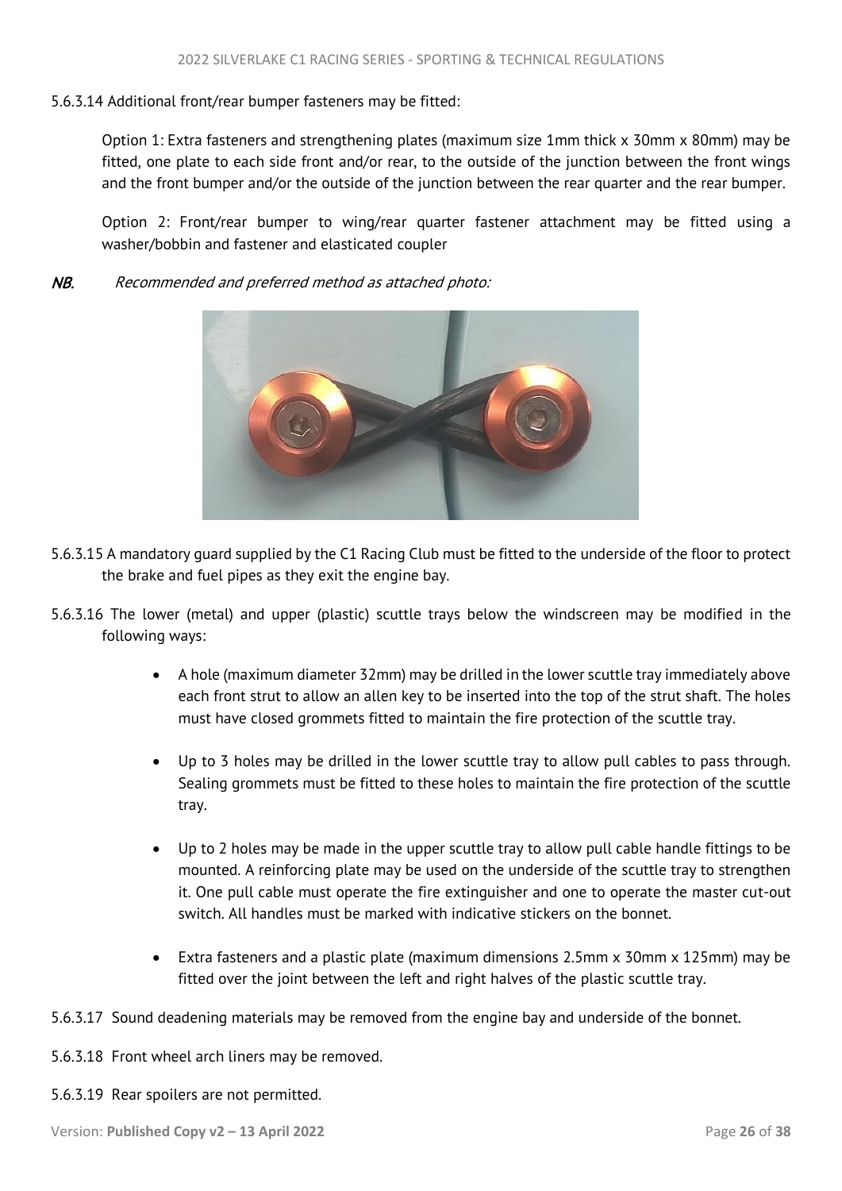5.6.3.14 Additional front/rear bumper fasteners may be fitted:

Option 1: Extra fasteners and strengthening plates (maximum size 1mm thick x 30mm x 80mm) may be fitted, one plate to each side front and/or rear, to the outside of the junction between the front wings and the front bumper and/or the outside of the junction between the rear quarter and the rear bumper.

Option 2: Front/rear bumper to wing/rear quarter fastener attachment may be fitted using a washer/bobbin and fastener and elasticated coupler

*NB. Recommended and preferred method as attached photo:*

5.6.3.15 A mandatory guard supplied by the C1 Racing Club must be fitted to the underside of the floor to protect the brake and fuel pipes as they exit the engine bay.

5.6.3.16 The lower (metal) and upper (plastic) scuttle trays below the windscreen may be modified in the following ways:

- A hole (maximum diameter 32mm) may be drilled in the lower scuttle tray immediately above each front strut to allow an allen key to be inserted into the top of the strut shaft. The holes must have closed grommets fitted to maintain the fire protection of the scuttle tray.
- Up to 3 holes may be drilled in the lower scuttle tray to allow pull cables to pass through. Sealing grommets must be fitted to these holes to maintain the fire protection of the scuttle tray.
- Up to 2 holes may be made in the upper scuttle tray to allow pull cable handle fittings to be mounted. A reinforcing plate may be used on the underside of the scuttle tray to strengthen it. One pull cable must operate the fire extinguisher and one to operate the master cut-out switch. All handles must be marked with indicative stickers on the bonnet.
- Extra fasteners and a plastic plate (maximum dimensions 2.5mm x 30mm x 125mm) may be fitted over the joint between the left and right halves of the plastic scuttle tray.

5.6.3.17 Sound deadening materials may be removed from the engine bay and underside of the bonnet.

5.6.3.18 Front wheel arch liners may be removed.

5.6.3.19 Rear spoilers are not permitted.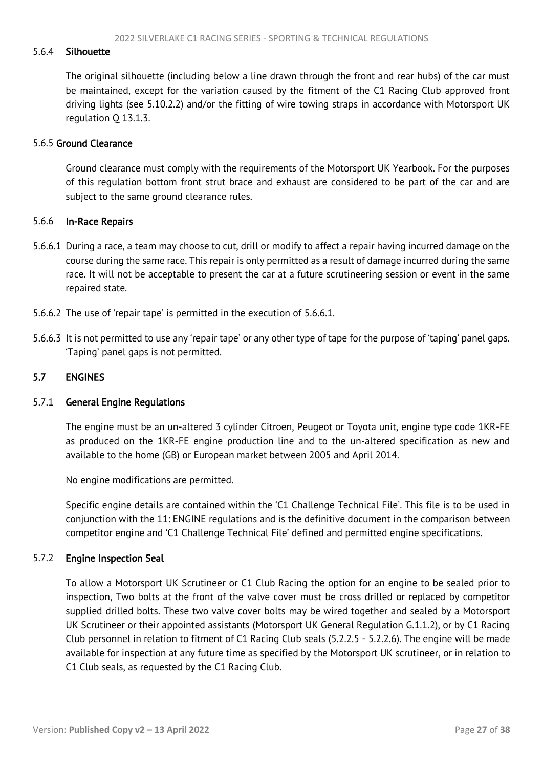### 5.6.4 Silhouette

The original silhouette (including below a line drawn through the front and rear hubs) of the car must be maintained, except for the variation caused by the fitment of the C1 Racing Club approved front driving lights (see 5.10.2.2) and/or the fitting of wire towing straps in accordance with Motorsport UK regulation Q 13.1.3.

### 5.6.5 Ground Clearance

Ground clearance must comply with the requirements of the Motorsport UK Yearbook. For the purposes of this regulation bottom front strut brace and exhaust are considered to be part of the car and are subject to the same ground clearance rules.

### 5.6.6 In-Race Repairs

5.6.6.1 During a race, a team may choose to cut, drill or modify to affect a repair having incurred damage on the course during the same race. This repair is only permitted as a result of damage incurred during the same race. It will not be acceptable to present the car at a future scrutineering session or event in the same repaired state.

5.6.6.2 The use of 'repair tape' is permitted in the execution of 5.6.6.1.

5.6.6.3 It is not permitted to use any 'repair tape' or any other type of tape for the purpose of 'taping' panel gaps. 'Taping' panel gaps is not permitted.

## 5.7 ENGINES

### 5.7.1 General Engine Regulations

The engine must be an un-altered 3 cylinder Citroen, Peugeot or Toyota unit, engine type code 1KR-FE as produced on the 1KR-FE engine production line and to the un-altered specification as new and available to the home (GB) or European market between 2005 and April 2014.

No engine modifications are permitted.

Specific engine details are contained within the 'C1 Challenge Technical File'. This file is to be used in conjunction with the 11: ENGINE regulations and is the definitive document in the comparison between competitor engine and 'C1 Challenge Technical File' defined and permitted engine specifications.

### 5.7.2 Engine Inspection Seal

To allow a Motorsport UK Scrutineer or C1 Club Racing the option for an engine to be sealed prior to inspection, Two bolts at the front of the valve cover must be cross drilled or replaced by competitor supplied drilled bolts. These two valve cover bolts may be wired together and sealed by a Motorsport UK Scrutineer or their appointed assistants (Motorsport UK General Regulation G.1.1.2), or by C1 Racing Club personnel in relation to fitment of C1 Racing Club seals (5.2.2.5 - 5.2.2.6). The engine will be made available for inspection at any future time as specified by the Motorsport UK scrutineer, or in relation to C1 Club seals, as requested by the C1 Racing Club.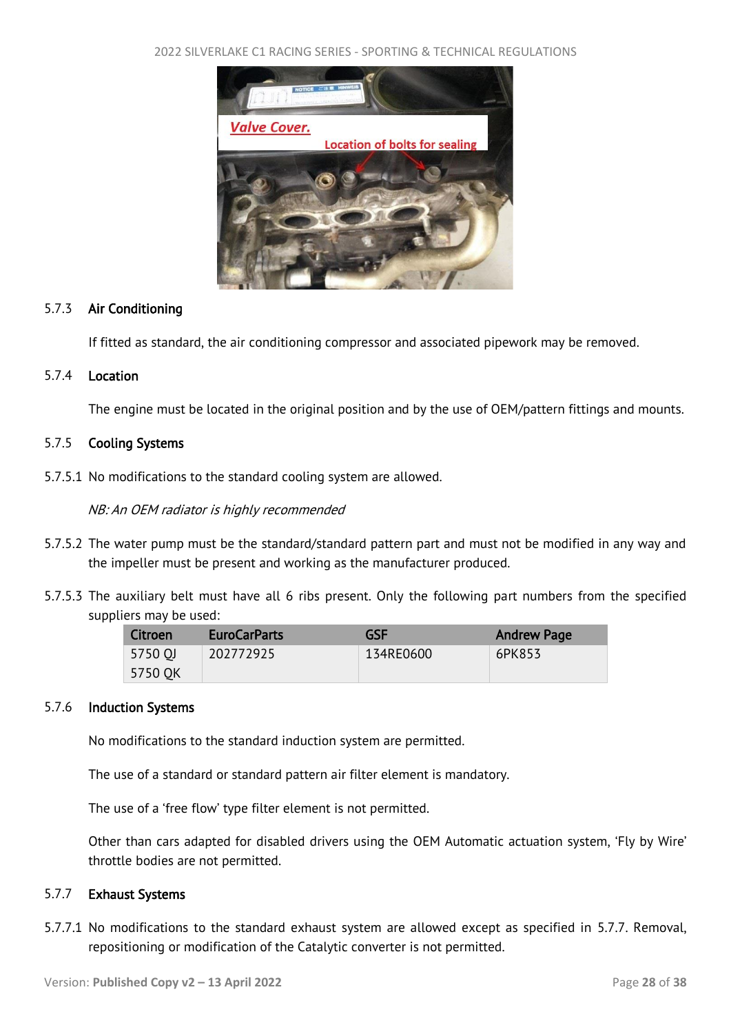### 5.7.3 Air Conditioning

If fitted as standard, the air conditioning compressor and associated pipework may be removed.

### 5.7.4 Location

The engine must be located in the original position and by the use of OEM/pattern fittings and mounts.

### 5.7.5 Cooling Systems

5.7.5.1 No modifications to the standard cooling system are allowed.

*NB: An OEM radiator is highly recommended*

5.7.5.2 The water pump must be the standard/standard pattern part and must not be modified in any way and the impeller must be present and working as the manufacturer produced.

5.7.5.3 The auxiliary belt must have all 6 ribs present. Only the following part numbers from the specified suppliers may be used:

| Citroen | EuroCarParts | GSF | Andrew Page |
|---|---|---|---|
| 5750 QJ<br>5750 QK | 202772925 | 134RE0600 | 6PK853 |

### 5.7.6 Induction Systems

No modifications to the standard induction system are permitted.

The use of a standard or standard pattern air filter element is mandatory.

The use of a 'free flow' type filter element is not permitted.

Other than cars adapted for disabled drivers using the OEM Automatic actuation system, 'Fly by Wire' throttle bodies are not permitted.

### 5.7.7 Exhaust Systems

5.7.7.1 No modifications to the standard exhaust system are allowed except as specified in 5.7.7. Removal, repositioning or modification of the Catalytic converter is not permitted.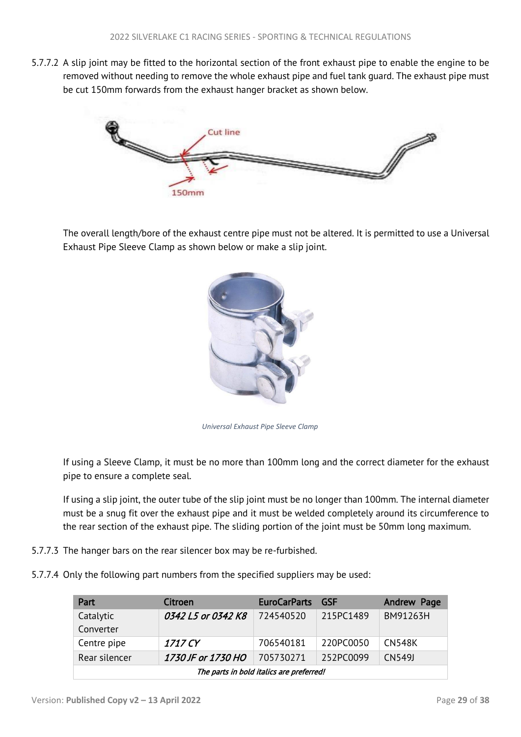5.7.7.2 A slip joint may be fitted to the horizontal section of the front exhaust pipe to enable the engine to be removed without needing to remove the whole exhaust pipe and fuel tank guard. The exhaust pipe must be cut 150mm forwards from the exhaust hanger bracket as shown below.

The overall length/bore of the exhaust centre pipe must not be altered. It is permitted to use a Universal Exhaust Pipe Sleeve Clamp as shown below or make a slip joint.

*Universal Exhaust Pipe Sleeve Clamp*

If using a Sleeve Clamp, it must be no more than 100mm long and the correct diameter for the exhaust pipe to ensure a complete seal.

If using a slip joint, the outer tube of the slip joint must be no longer than 100mm. The internal diameter must be a snug fit over the exhaust pipe and it must be welded completely around its circumference to the rear section of the exhaust pipe. The sliding portion of the joint must be 50mm long maximum.

5.7.7.3 The hanger bars on the rear silencer box may be re-furbished.

5.7.7.4 Only the following part numbers from the specified suppliers may be used:

| Part | Citroen | EuroCarParts | GSF | Andrew Page |
|---|---|---|---|---|
| Catalytic Converter | ***0342 L5 or 0342 K8*** | 724540520 | 215PC1489 | BM91263H |
| Centre pipe | ***1717 CY*** | 706540181 | 220PC0050 | CN548K |
| Rear silencer | ***1730 JF or 1730 HO*** | 705730271 | 252PC0099 | CN549J |
| ***The parts in bold italics are preferred!*** | | | | |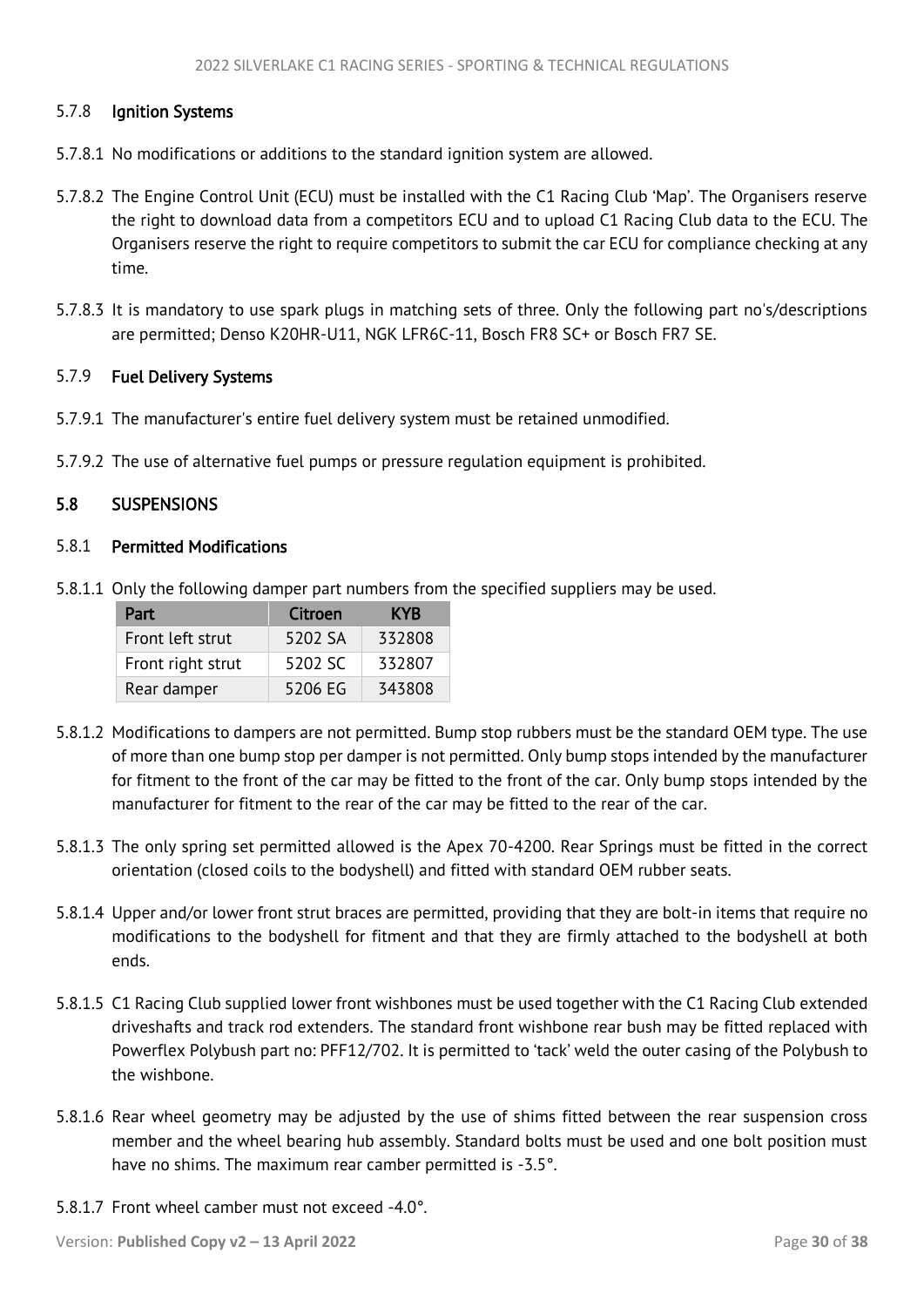#### 5.7.8 Ignition Systems

5.7.8.1 No modifications or additions to the standard ignition system are allowed.

5.7.8.2 The Engine Control Unit (ECU) must be installed with the C1 Racing Club 'Map'. The Organisers reserve the right to download data from a competitors ECU and to upload C1 Racing Club data to the ECU. The Organisers reserve the right to require competitors to submit the car ECU for compliance checking at any time.

5.7.8.3 It is mandatory to use spark plugs in matching sets of three. Only the following part no's/descriptions are permitted; Denso K20HR-U11, NGK LFR6C-11, Bosch FR8 SC+ or Bosch FR7 SE.

#### 5.7.9 Fuel Delivery Systems

5.7.9.1 The manufacturer's entire fuel delivery system must be retained unmodified.

5.7.9.2 The use of alternative fuel pumps or pressure regulation equipment is prohibited.

## 5.8 SUSPENSIONS

#### 5.8.1 Permitted Modifications

5.8.1.1 Only the following damper part numbers from the specified suppliers may be used.

| Part | Citroen | KYB |
|---|---|---|
| Front left strut | 5202 SA | 332808 |
| Front right strut | 5202 SC | 332807 |
| Rear damper | 5206 EG | 343808 |

5.8.1.2 Modifications to dampers are not permitted. Bump stop rubbers must be the standard OEM type. The use of more than one bump stop per damper is not permitted. Only bump stops intended by the manufacturer for fitment to the front of the car may be fitted to the front of the car. Only bump stops intended by the manufacturer for fitment to the rear of the car may be fitted to the rear of the car.

5.8.1.3 The only spring set permitted allowed is the Apex 70-4200. Rear Springs must be fitted in the correct orientation (closed coils to the bodyshell) and fitted with standard OEM rubber seats.

5.8.1.4 Upper and/or lower front strut braces are permitted, providing that they are bolt-in items that require no modifications to the bodyshell for fitment and that they are firmly attached to the bodyshell at both ends.

5.8.1.5 C1 Racing Club supplied lower front wishbones must be used together with the C1 Racing Club extended driveshafts and track rod extenders. The standard front wishbone rear bush may be fitted replaced with Powerflex Polybush part no: PFF12/702. It is permitted to 'tack' weld the outer casing of the Polybush to the wishbone.

5.8.1.6 Rear wheel geometry may be adjusted by the use of shims fitted between the rear suspension cross member and the wheel bearing hub assembly. Standard bolts must be used and one bolt position must have no shims. The maximum rear camber permitted is -3.5°.

5.8.1.7 Front wheel camber must not exceed -4.0°.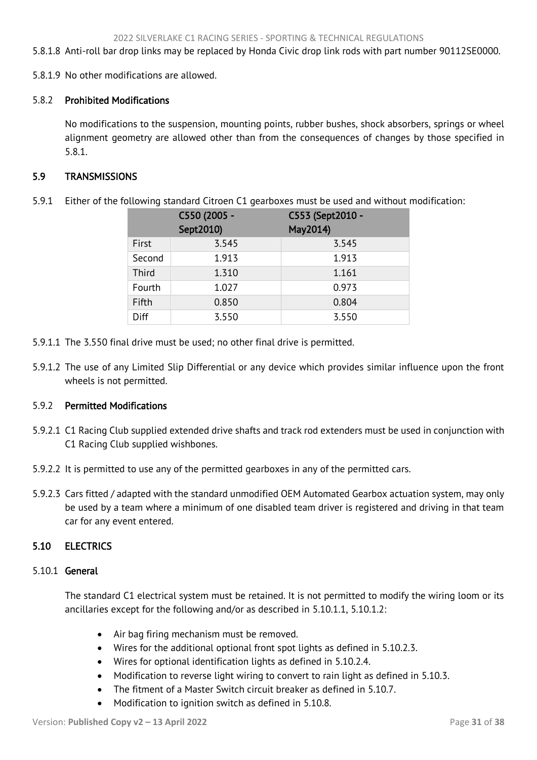5.8.1.8 Anti-roll bar drop links may be replaced by Honda Civic drop link rods with part number 90112SE0000.

5.8.1.9 No other modifications are allowed.

### 5.8.2 Prohibited Modifications

No modifications to the suspension, mounting points, rubber bushes, shock absorbers, springs or wheel alignment geometry are allowed other than from the consequences of changes by those specified in 5.8.1.

## 5.9 TRANSMISSIONS

5.9.1 Either of the following standard Citroen C1 gearboxes must be used and without modification:

| | C550 (2005 - Sept2010) | C553 (Sept2010 - May2014) |
|---|---|---|
| First | 3.545 | 3.545 |
| Second | 1.913 | 1.913 |
| Third | 1.310 | 1.161 |
| Fourth | 1.027 | 0.973 |
| Fifth | 0.850 | 0.804 |
| Diff | 3.550 | 3.550 |

5.9.1.1 The 3.550 final drive must be used; no other final drive is permitted.

5.9.1.2 The use of any Limited Slip Differential or any device which provides similar influence upon the front wheels is not permitted.

### 5.9.2 Permitted Modifications

5.9.2.1 C1 Racing Club supplied extended drive shafts and track rod extenders must be used in conjunction with C1 Racing Club supplied wishbones.

5.9.2.2 It is permitted to use any of the permitted gearboxes in any of the permitted cars.

5.9.2.3 Cars fitted / adapted with the standard unmodified OEM Automated Gearbox actuation system, may only be used by a team where a minimum of one disabled team driver is registered and driving in that team car for any event entered.

## 5.10 ELECTRICS

### 5.10.1 General

The standard C1 electrical system must be retained. It is not permitted to modify the wiring loom or its ancillaries except for the following and/or as described in 5.10.1.1, 5.10.1.2:

- Air bag firing mechanism must be removed.
- Wires for the additional optional front spot lights as defined in 5.10.2.3.
- Wires for optional identification lights as defined in 5.10.2.4.
- Modification to reverse light wiring to convert to rain light as defined in 5.10.3.
- The fitment of a Master Switch circuit breaker as defined in 5.10.7.
- Modification to ignition switch as defined in 5.10.8.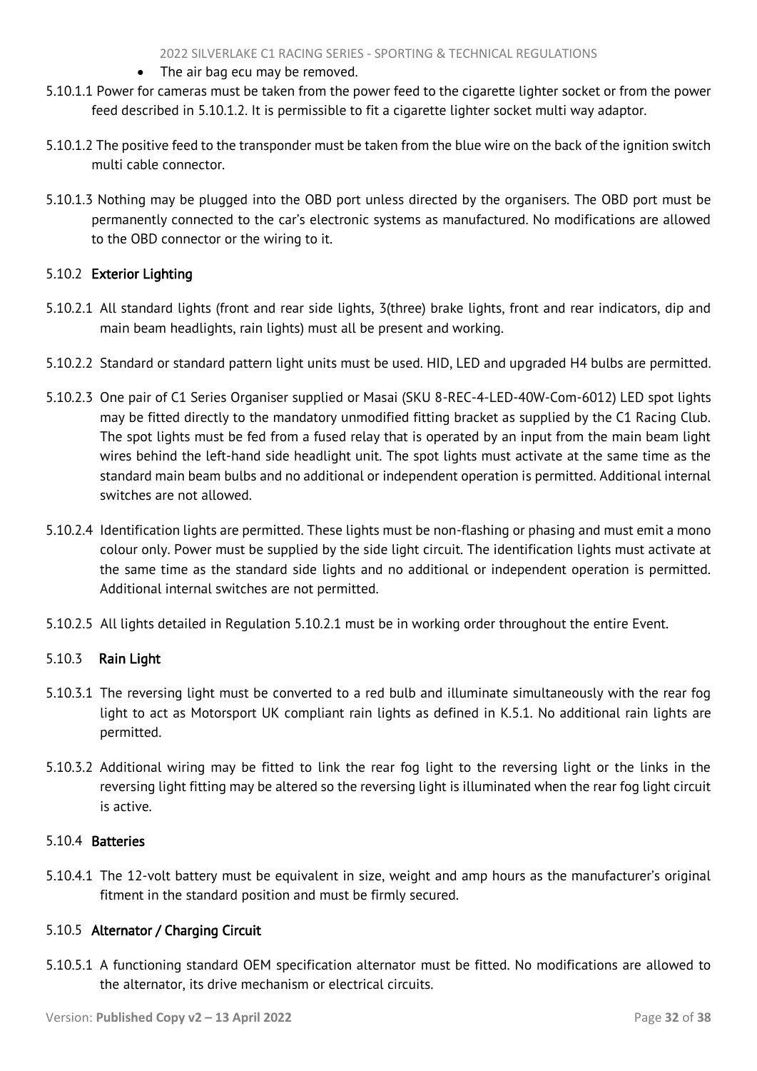- The air bag ecu may be removed.

5.10.1.1 Power for cameras must be taken from the power feed to the cigarette lighter socket or from the power feed described in 5.10.1.2. It is permissible to fit a cigarette lighter socket multi way adaptor.

5.10.1.2 The positive feed to the transponder must be taken from the blue wire on the back of the ignition switch multi cable connector.

5.10.1.3 Nothing may be plugged into the OBD port unless directed by the organisers. The OBD port must be permanently connected to the car's electronic systems as manufactured. No modifications are allowed to the OBD connector or the wiring to it.

### 5.10.2 Exterior Lighting

5.10.2.1 All standard lights (front and rear side lights, 3(three) brake lights, front and rear indicators, dip and main beam headlights, rain lights) must all be present and working.

5.10.2.2 Standard or standard pattern light units must be used. HID, LED and upgraded H4 bulbs are permitted.

5.10.2.3 One pair of C1 Series Organiser supplied or Masai (SKU 8-REC-4-LED-40W-Com-6012) LED spot lights may be fitted directly to the mandatory unmodified fitting bracket as supplied by the C1 Racing Club. The spot lights must be fed from a fused relay that is operated by an input from the main beam light wires behind the left-hand side headlight unit. The spot lights must activate at the same time as the standard main beam bulbs and no additional or independent operation is permitted. Additional internal switches are not allowed.

5.10.2.4 Identification lights are permitted. These lights must be non-flashing or phasing and must emit a mono colour only. Power must be supplied by the side light circuit. The identification lights must activate at the same time as the standard side lights and no additional or independent operation is permitted. Additional internal switches are not permitted.

5.10.2.5 All lights detailed in Regulation 5.10.2.1 must be in working order throughout the entire Event.

### 5.10.3 Rain Light

5.10.3.1 The reversing light must be converted to a red bulb and illuminate simultaneously with the rear fog light to act as Motorsport UK compliant rain lights as defined in K.5.1. No additional rain lights are permitted.

5.10.3.2 Additional wiring may be fitted to link the rear fog light to the reversing light or the links in the reversing light fitting may be altered so the reversing light is illuminated when the rear fog light circuit is active.

### 5.10.4 Batteries

5.10.4.1 The 12-volt battery must be equivalent in size, weight and amp hours as the manufacturer's original fitment in the standard position and must be firmly secured.

### 5.10.5 Alternator / Charging Circuit

5.10.5.1 A functioning standard OEM specification alternator must be fitted. No modifications are allowed to the alternator, its drive mechanism or electrical circuits.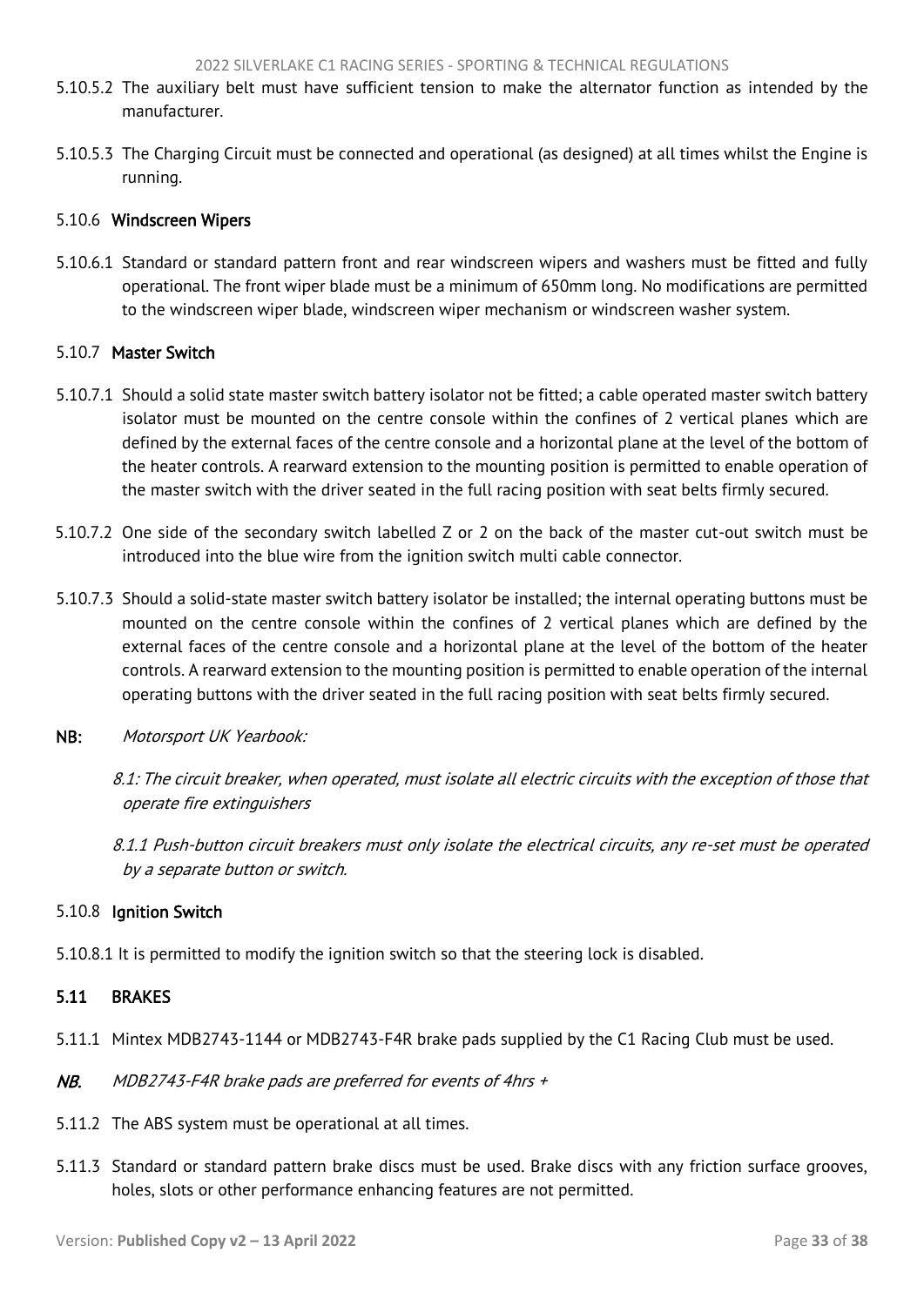5.10.5.2 The auxiliary belt must have sufficient tension to make the alternator function as intended by the manufacturer.

5.10.5.3 The Charging Circuit must be connected and operational (as designed) at all times whilst the Engine is running.

### 5.10.6 Windscreen Wipers

5.10.6.1 Standard or standard pattern front and rear windscreen wipers and washers must be fitted and fully operational. The front wiper blade must be a minimum of 650mm long. No modifications are permitted to the windscreen wiper blade, windscreen wiper mechanism or windscreen washer system.

### 5.10.7 Master Switch

5.10.7.1 Should a solid state master switch battery isolator not be fitted; a cable operated master switch battery isolator must be mounted on the centre console within the confines of 2 vertical planes which are defined by the external faces of the centre console and a horizontal plane at the level of the bottom of the heater controls. A rearward extension to the mounting position is permitted to enable operation of the master switch with the driver seated in the full racing position with seat belts firmly secured.

5.10.7.2 One side of the secondary switch labelled Z or 2 on the back of the master cut-out switch must be introduced into the blue wire from the ignition switch multi cable connector.

5.10.7.3 Should a solid-state master switch battery isolator be installed; the internal operating buttons must be mounted on the centre console within the confines of 2 vertical planes which are defined by the external faces of the centre console and a horizontal plane at the level of the bottom of the heater controls. A rearward extension to the mounting position is permitted to enable operation of the internal operating buttons with the driver seated in the full racing position with seat belts firmly secured.

**NB:** *Motorsport UK Yearbook:*

*8.1: The circuit breaker, when operated, must isolate all electric circuits with the exception of those that operate fire extinguishers*

*8.1.1 Push-button circuit breakers must only isolate the electrical circuits, any re-set must be operated by a separate button or switch.*

### 5.10.8 Ignition Switch

5.10.8.1 It is permitted to modify the ignition switch so that the steering lock is disabled.

## 5.11 BRAKES

5.11.1 Mintex MDB2743-1144 or MDB2743-F4R brake pads supplied by the C1 Racing Club must be used.

***NB.*** *MDB2743-F4R brake pads are preferred for events of 4hrs +*

5.11.2 The ABS system must be operational at all times.

5.11.3 Standard or standard pattern brake discs must be used. Brake discs with any friction surface grooves, holes, slots or other performance enhancing features are not permitted.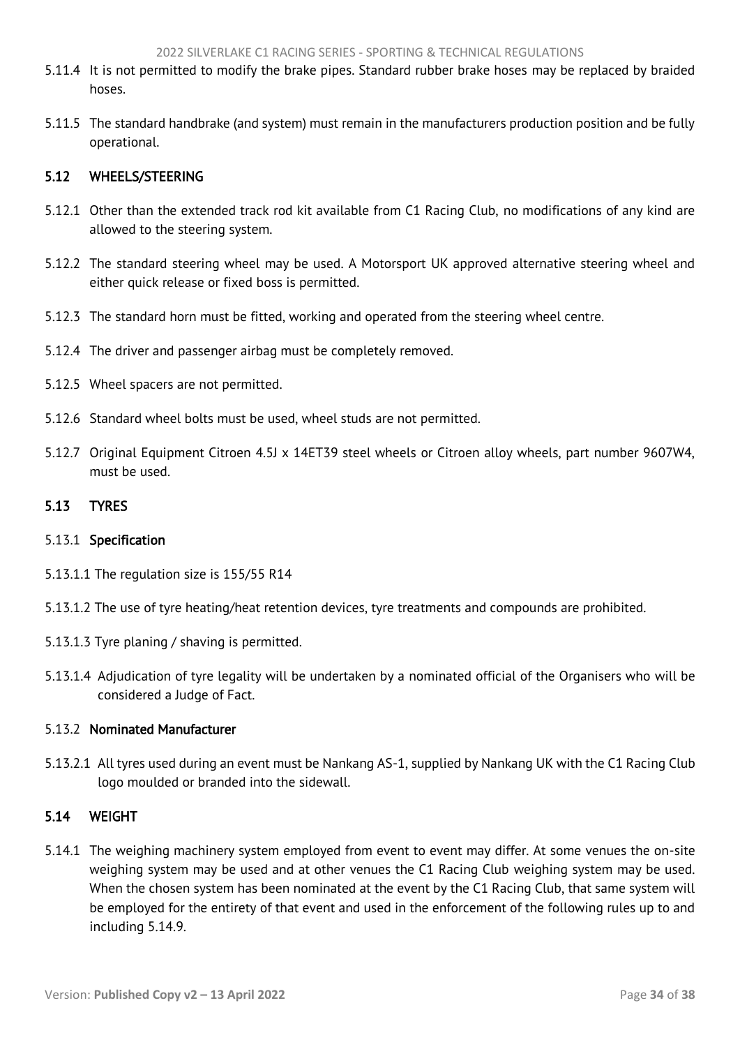5.11.4 It is not permitted to modify the brake pipes. Standard rubber brake hoses may be replaced by braided hoses.

5.11.5 The standard handbrake (and system) must remain in the manufacturers production position and be fully operational.

## 5.12 WHEELS/STEERING

5.12.1 Other than the extended track rod kit available from C1 Racing Club, no modifications of any kind are allowed to the steering system.

5.12.2 The standard steering wheel may be used. A Motorsport UK approved alternative steering wheel and either quick release or fixed boss is permitted.

5.12.3 The standard horn must be fitted, working and operated from the steering wheel centre.

5.12.4 The driver and passenger airbag must be completely removed.

5.12.5 Wheel spacers are not permitted.

5.12.6 Standard wheel bolts must be used, wheel studs are not permitted.

5.12.7 Original Equipment Citroen 4.5J x 14ET39 steel wheels or Citroen alloy wheels, part number 9607W4, must be used.

## 5.13 TYRES

### 5.13.1 Specification

5.13.1.1 The regulation size is 155/55 R14

5.13.1.2 The use of tyre heating/heat retention devices, tyre treatments and compounds are prohibited.

5.13.1.3 Tyre planing / shaving is permitted.

5.13.1.4 Adjudication of tyre legality will be undertaken by a nominated official of the Organisers who will be considered a Judge of Fact.

### 5.13.2 Nominated Manufacturer

5.13.2.1 All tyres used during an event must be Nankang AS-1, supplied by Nankang UK with the C1 Racing Club logo moulded or branded into the sidewall.

## 5.14 WEIGHT

5.14.1 The weighing machinery system employed from event to event may differ. At some venues the on-site weighing system may be used and at other venues the C1 Racing Club weighing system may be used. When the chosen system has been nominated at the event by the C1 Racing Club, that same system will be employed for the entirety of that event and used in the enforcement of the following rules up to and including 5.14.9.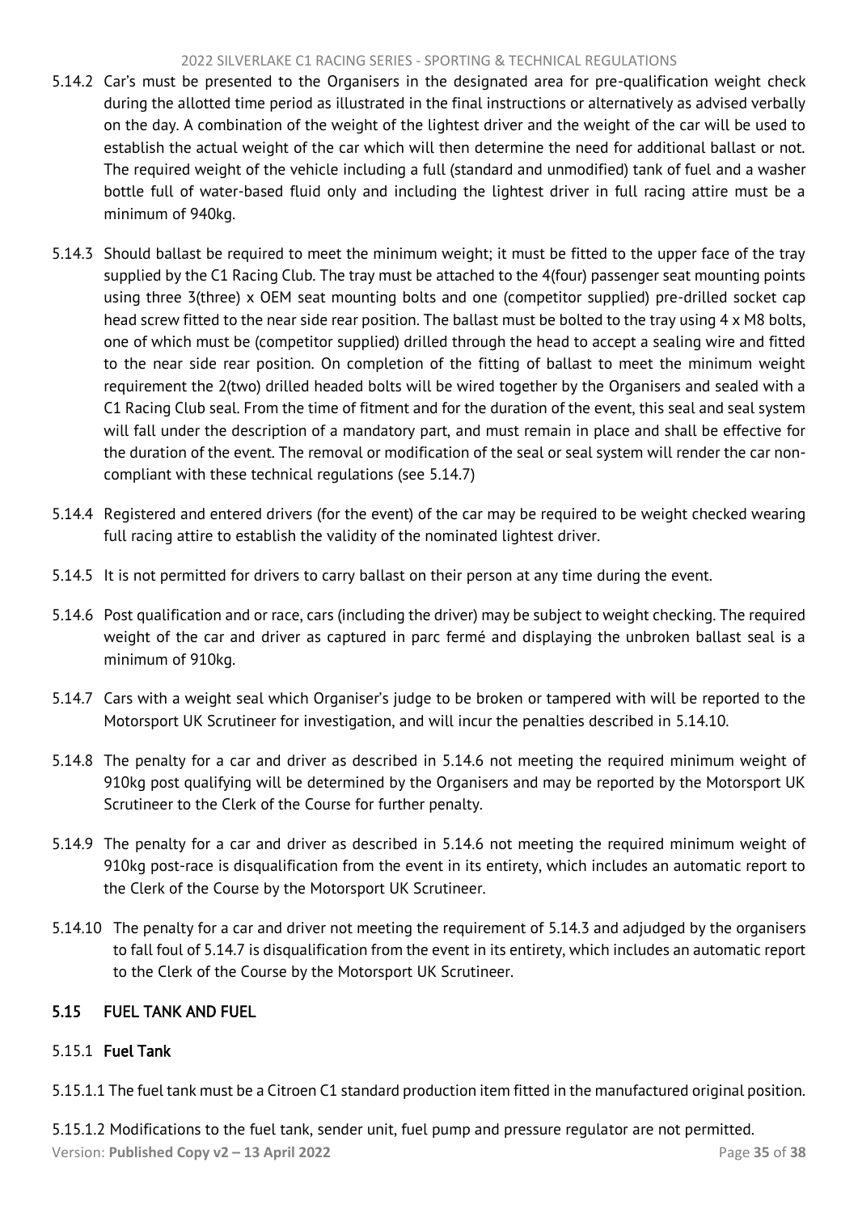5.14.2 Car's must be presented to the Organisers in the designated area for pre-qualification weight check during the allotted time period as illustrated in the final instructions or alternatively as advised verbally on the day. A combination of the weight of the lightest driver and the weight of the car will be used to establish the actual weight of the car which will then determine the need for additional ballast or not. The required weight of the vehicle including a full (standard and unmodified) tank of fuel and a washer bottle full of water-based fluid only and including the lightest driver in full racing attire must be a minimum of 940kg.

5.14.3 Should ballast be required to meet the minimum weight; it must be fitted to the upper face of the tray supplied by the C1 Racing Club. The tray must be attached to the 4(four) passenger seat mounting points using three 3(three) x OEM seat mounting bolts and one (competitor supplied) pre-drilled socket cap head screw fitted to the near side rear position. The ballast must be bolted to the tray using 4 x M8 bolts, one of which must be (competitor supplied) drilled through the head to accept a sealing wire and fitted to the near side rear position. On completion of the fitting of ballast to meet the minimum weight requirement the 2(two) drilled headed bolts will be wired together by the Organisers and sealed with a C1 Racing Club seal. From the time of fitment and for the duration of the event, this seal and seal system will fall under the description of a mandatory part, and must remain in place and shall be effective for the duration of the event. The removal or modification of the seal or seal system will render the car non-compliant with these technical regulations (see 5.14.7)

5.14.4 Registered and entered drivers (for the event) of the car may be required to be weight checked wearing full racing attire to establish the validity of the nominated lightest driver.

5.14.5 It is not permitted for drivers to carry ballast on their person at any time during the event.

5.14.6 Post qualification and or race, cars (including the driver) may be subject to weight checking. The required weight of the car and driver as captured in parc fermé and displaying the unbroken ballast seal is a minimum of 910kg.

5.14.7 Cars with a weight seal which Organiser's judge to be broken or tampered with will be reported to the Motorsport UK Scrutineer for investigation, and will incur the penalties described in 5.14.10.

5.14.8 The penalty for a car and driver as described in 5.14.6 not meeting the required minimum weight of 910kg post qualifying will be determined by the Organisers and may be reported by the Motorsport UK Scrutineer to the Clerk of the Course for further penalty.

5.14.9 The penalty for a car and driver as described in 5.14.6 not meeting the required minimum weight of 910kg post-race is disqualification from the event in its entirety, which includes an automatic report to the Clerk of the Course by the Motorsport UK Scrutineer.

5.14.10 The penalty for a car and driver not meeting the requirement of 5.14.3 and adjudged by the organisers to fall foul of 5.14.7 is disqualification from the event in its entirety, which includes an automatic report to the Clerk of the Course by the Motorsport UK Scrutineer.

## 5.15 FUEL TANK AND FUEL

### 5.15.1 Fuel Tank

5.15.1.1 The fuel tank must be a Citroen C1 standard production item fitted in the manufactured original position.

5.15.1.2 Modifications to the fuel tank, sender unit, fuel pump and pressure regulator are not permitted.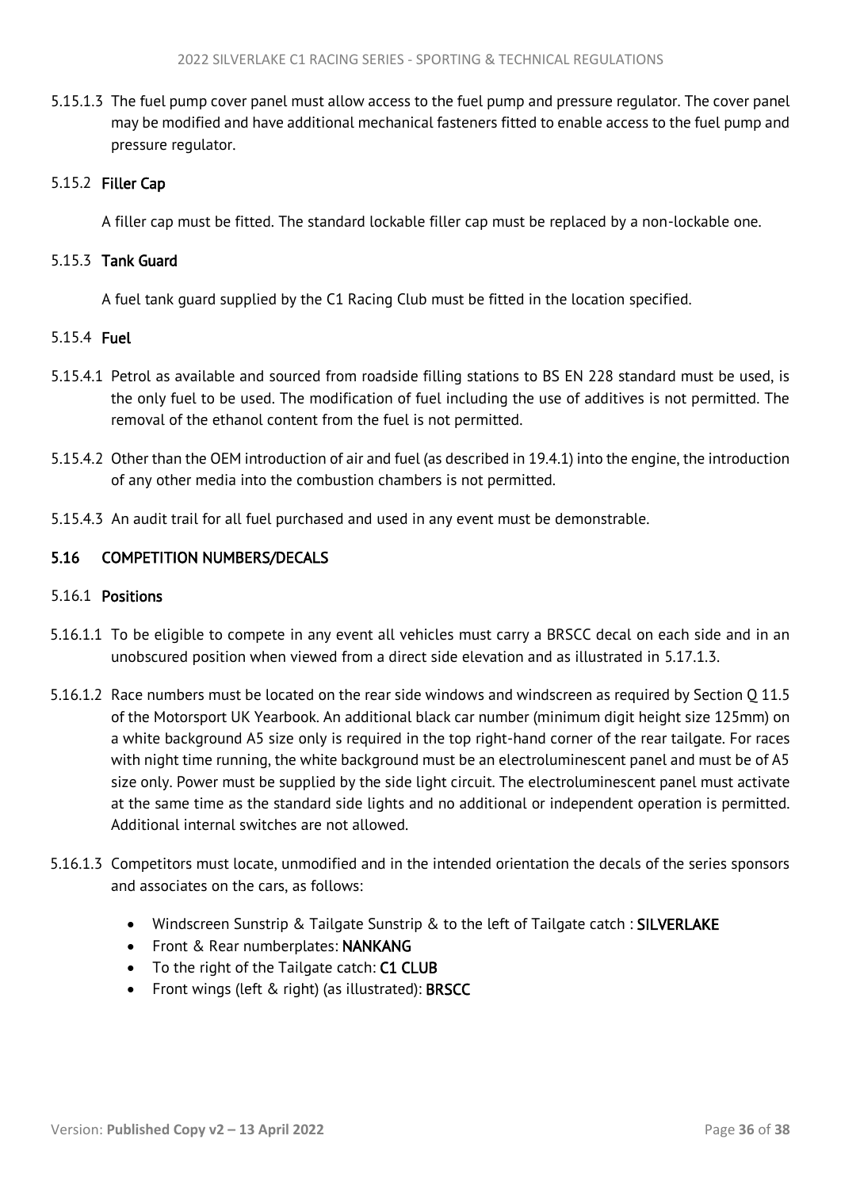5.15.1.3 The fuel pump cover panel must allow access to the fuel pump and pressure regulator. The cover panel may be modified and have additional mechanical fasteners fitted to enable access to the fuel pump and pressure regulator.

### 5.15.2 Filler Cap

A filler cap must be fitted. The standard lockable filler cap must be replaced by a non-lockable one.

### 5.15.3 Tank Guard

A fuel tank guard supplied by the C1 Racing Club must be fitted in the location specified.

### 5.15.4 Fuel

5.15.4.1 Petrol as available and sourced from roadside filling stations to BS EN 228 standard must be used, is the only fuel to be used. The modification of fuel including the use of additives is not permitted. The removal of the ethanol content from the fuel is not permitted.

5.15.4.2 Other than the OEM introduction of air and fuel (as described in 19.4.1) into the engine, the introduction of any other media into the combustion chambers is not permitted.

5.15.4.3 An audit trail for all fuel purchased and used in any event must be demonstrable.

## 5.16 COMPETITION NUMBERS/DECALS

### 5.16.1 Positions

5.16.1.1 To be eligible to compete in any event all vehicles must carry a BRSCC decal on each side and in an unobscured position when viewed from a direct side elevation and as illustrated in 5.17.1.3.

5.16.1.2 Race numbers must be located on the rear side windows and windscreen as required by Section Q 11.5 of the Motorsport UK Yearbook. An additional black car number (minimum digit height size 125mm) on a white background A5 size only is required in the top right-hand corner of the rear tailgate. For races with night time running, the white background must be an electroluminescent panel and must be of A5 size only. Power must be supplied by the side light circuit. The electroluminescent panel must activate at the same time as the standard side lights and no additional or independent operation is permitted. Additional internal switches are not allowed.

5.16.1.3 Competitors must locate, unmodified and in the intended orientation the decals of the series sponsors and associates on the cars, as follows:

- Windscreen Sunstrip & Tailgate Sunstrip & to the left of Tailgate catch : **SILVERLAKE**
- Front & Rear numberplates: **NANKANG**
- To the right of the Tailgate catch: **C1 CLUB**
- Front wings (left & right) (as illustrated): **BRSCC**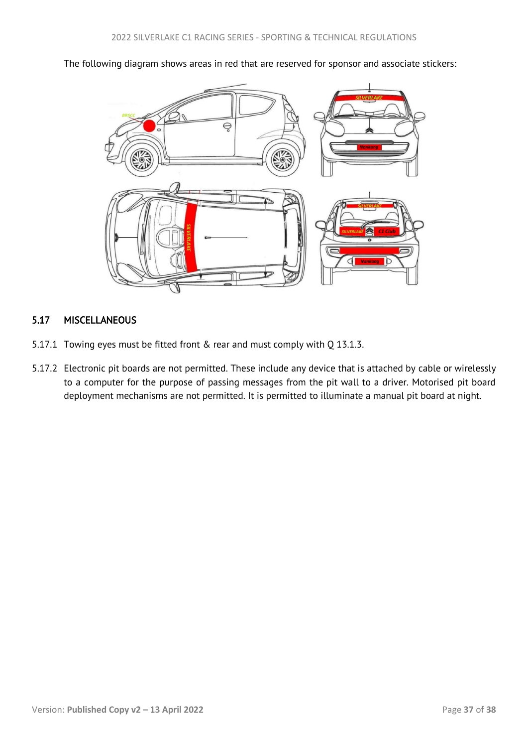The following diagram shows areas in red that are reserved for sponsor and associate stickers:

## 5.17 MISCELLANEOUS

5.17.1 Towing eyes must be fitted front & rear and must comply with Q 13.1.3.

5.17.2 Electronic pit boards are not permitted. These include any device that is attached by cable or wirelessly to a computer for the purpose of passing messages from the pit wall to a driver. Motorised pit board deployment mechanisms are not permitted. It is permitted to illuminate a manual pit board at night.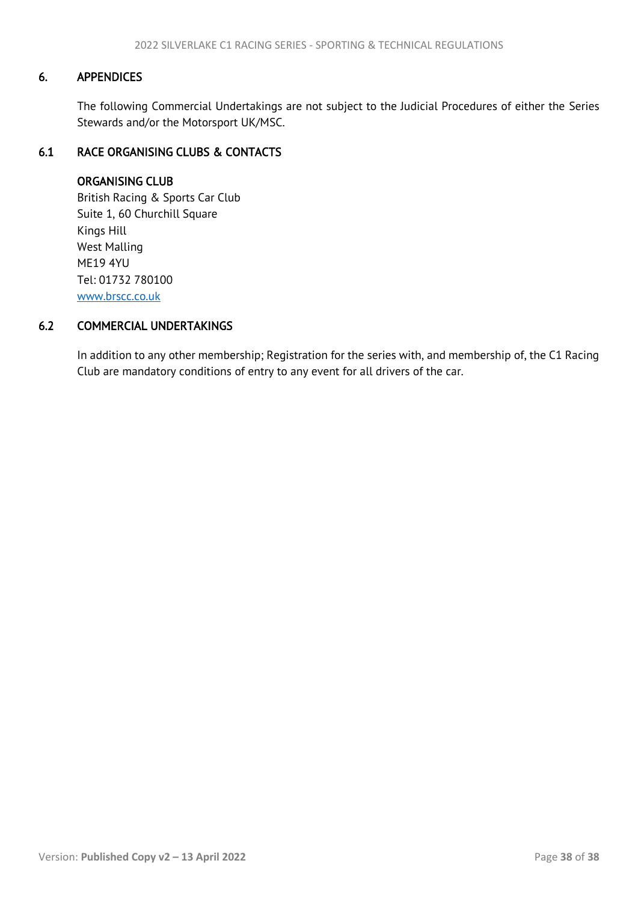## 6. APPENDICES

The following Commercial Undertakings are not subject to the Judicial Procedures of either the Series Stewards and/or the Motorsport UK/MSC.

### 6.1 RACE ORGANISING CLUBS & CONTACTS

**ORGANISING CLUB**
British Racing & Sports Car Club
Suite 1, 60 Churchill Square
Kings Hill
West Malling
ME19 4YU
Tel: 01732 780100
www.brscc.co.uk

### 6.2 COMMERCIAL UNDERTAKINGS

In addition to any other membership; Registration for the series with, and membership of, the C1 Racing Club are mandatory conditions of entry to any event for all drivers of the car.